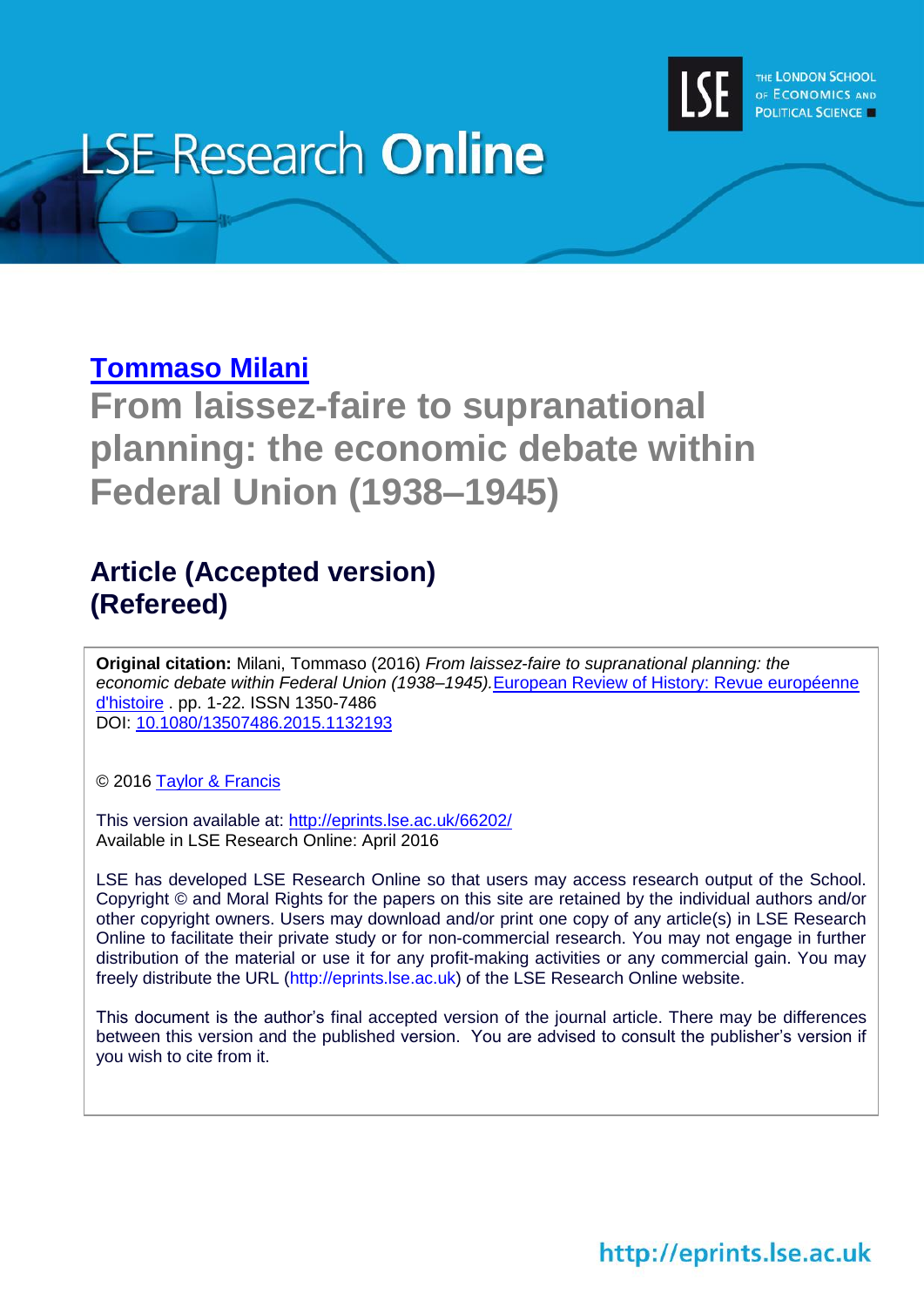LSE Research Online

THE LONDON SCHOOL OF ECONOMICS AND POLITICAL SCIENCE

**Tommaso Milani**

# From laissez-faire to supranational planning: the economic debate within Federal Union (1938–1945)

## Article (Accepted version) (Refereed)

**Original citation:** Milani, Tommaso (2016) *From laissez-faire to supranational planning: the economic debate within Federal Union (1938–1945).* European Review of History: Revue européenne d'histoire . pp. 1-22. ISSN 1350-7486
DOI: 10.1080/13507486.2015.1132193

© 2016 Taylor & Francis

This version available at: http://eprints.lse.ac.uk/66202/
Available in LSE Research Online: April 2016

LSE has developed LSE Research Online so that users may access research output of the School. Copyright © and Moral Rights for the papers on this site are retained by the individual authors and/or other copyright owners. Users may download and/or print one copy of any article(s) in LSE Research Online to facilitate their private study or for non-commercial research. You may not engage in further distribution of the material or use it for any profit-making activities or any commercial gain. You may freely distribute the URL (http://eprints.lse.ac.uk) of the LSE Research Online website.

This document is the author's final accepted version of the journal article. There may be differences between this version and the published version. You are advised to consult the publisher's version if you wish to cite from it.

http://eprints.lse.ac.uk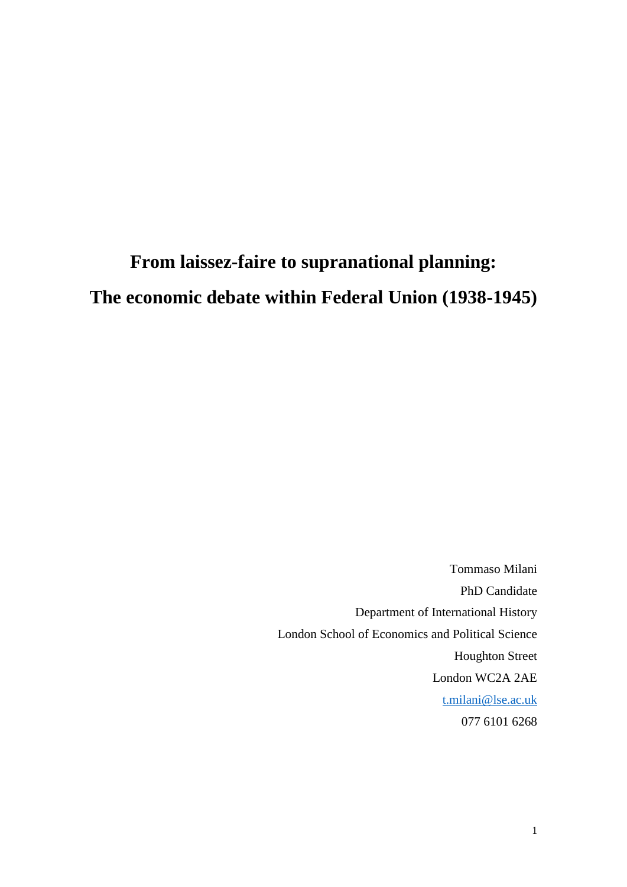# From laissez-faire to supranational planning:
# The economic debate within Federal Union (1938-1945)

Tommaso Milani

PhD Candidate

Department of International History

London School of Economics and Political Science

Houghton Street

London WC2A 2AE

t.milani@lse.ac.uk

077 6101 6268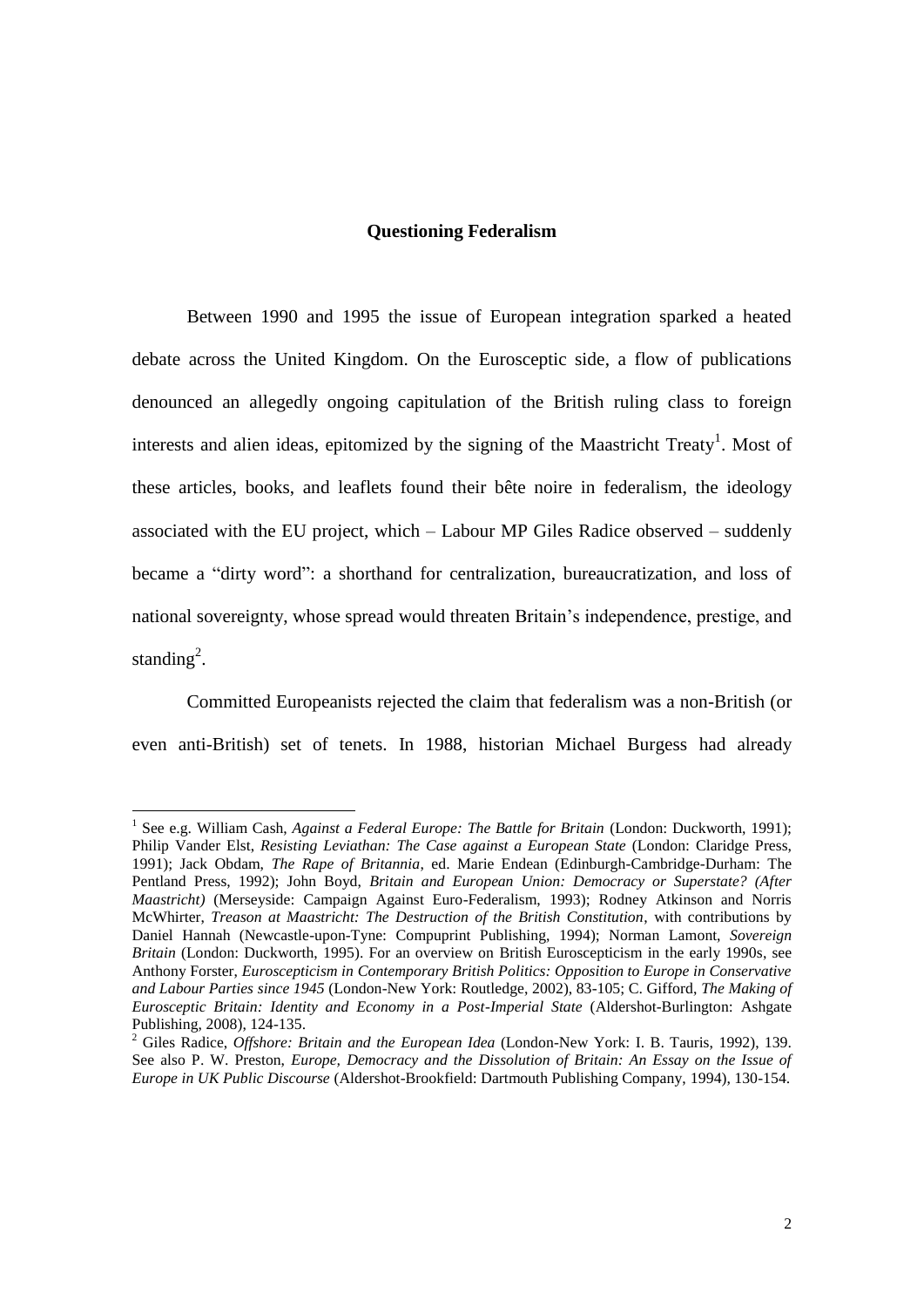## Questioning Federalism

Between 1990 and 1995 the issue of European integration sparked a heated debate across the United Kingdom. On the Eurosceptic side, a flow of publications denounced an allegedly ongoing capitulation of the British ruling class to foreign interests and alien ideas, epitomized by the signing of the Maastricht Treaty[1]. Most of these articles, books, and leaflets found their bête noire in federalism, the ideology associated with the EU project, which – Labour MP Giles Radice observed – suddenly became a "dirty word": a shorthand for centralization, bureaucratization, and loss of national sovereignty, whose spread would threaten Britain's independence, prestige, and standing[2].

Committed Europeanists rejected the claim that federalism was a non-British (or even anti-British) set of tenets. In 1988, historian Michael Burgess had already

---

[1] See e.g. William Cash, *Against a Federal Europe: The Battle for Britain* (London: Duckworth, 1991); Philip Vander Elst, *Resisting Leviathan: The Case against a European State* (London: Claridge Press, 1991); Jack Obdam, *The Rape of Britannia*, ed. Marie Endean (Edinburgh-Cambridge-Durham: The Pentland Press, 1992); John Boyd, *Britain and European Union: Democracy or Superstate? (After Maastricht)* (Merseyside: Campaign Against Euro-Federalism, 1993); Rodney Atkinson and Norris McWhirter, *Treason at Maastricht: The Destruction of the British Constitution*, with contributions by Daniel Hannah (Newcastle-upon-Tyne: Compuprint Publishing, 1994); Norman Lamont, *Sovereign Britain* (London: Duckworth, 1995). For an overview on British Euroscepticism in the early 1990s, see Anthony Forster, *Euroscepticism in Contemporary British Politics: Opposition to Europe in Conservative and Labour Parties since 1945* (London-New York: Routledge, 2002), 83-105; C. Gifford, *The Making of Eurosceptic Britain: Identity and Economy in a Post-Imperial State* (Aldershot-Burlington: Ashgate Publishing, 2008), 124-135.

[2] Giles Radice, *Offshore: Britain and the European Idea* (London-New York: I. B. Tauris, 1992), 139. See also P. W. Preston, *Europe, Democracy and the Dissolution of Britain: An Essay on the Issue of Europe in UK Public Discourse* (Aldershot-Brookfield: Dartmouth Publishing Company, 1994), 130-154.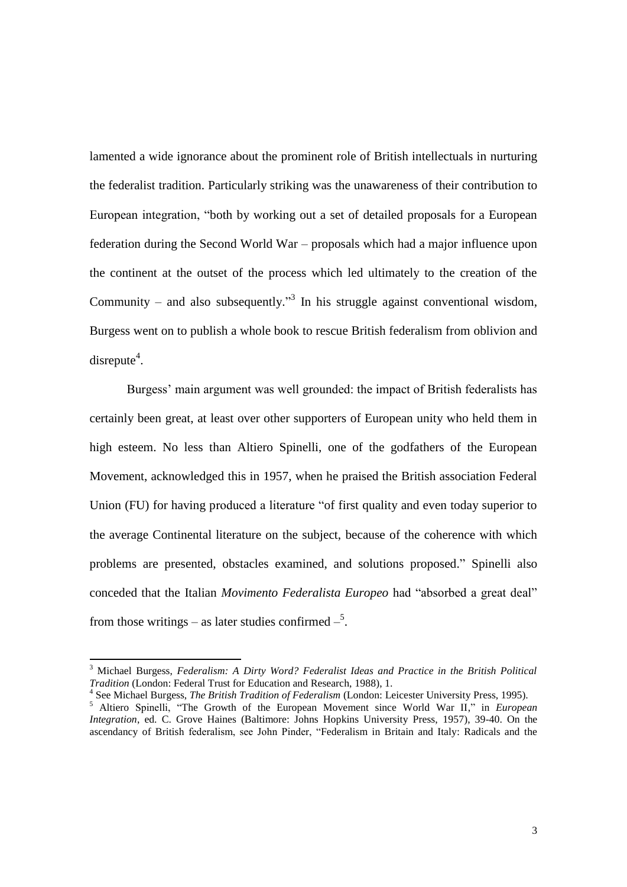lamented a wide ignorance about the prominent role of British intellectuals in nurturing the federalist tradition. Particularly striking was the unawareness of their contribution to European integration, "both by working out a set of detailed proposals for a European federation during the Second World War – proposals which had a major influence upon the continent at the outset of the process which led ultimately to the creation of the Community – and also subsequently."[3] In his struggle against conventional wisdom, Burgess went on to publish a whole book to rescue British federalism from oblivion and disrepute[4].

Burgess' main argument was well grounded: the impact of British federalists has certainly been great, at least over other supporters of European unity who held them in high esteem. No less than Altiero Spinelli, one of the godfathers of the European Movement, acknowledged this in 1957, when he praised the British association Federal Union (FU) for having produced a literature "of first quality and even today superior to the average Continental literature on the subject, because of the coherence with which problems are presented, obstacles examined, and solutions proposed." Spinelli also conceded that the Italian *Movimento Federalista Europeo* had "absorbed a great deal" from those writings – as later studies confirmed –[5].

---

[3] Michael Burgess, *Federalism: A Dirty Word? Federalist Ideas and Practice in the British Political Tradition* (London: Federal Trust for Education and Research, 1988), 1.

[4] See Michael Burgess, *The British Tradition of Federalism* (London: Leicester University Press, 1995).

[5] Altiero Spinelli, "The Growth of the European Movement since World War II," in *European Integration*, ed. C. Grove Haines (Baltimore: Johns Hopkins University Press, 1957), 39-40. On the ascendancy of British federalism, see John Pinder, "Federalism in Britain and Italy: Radicals and the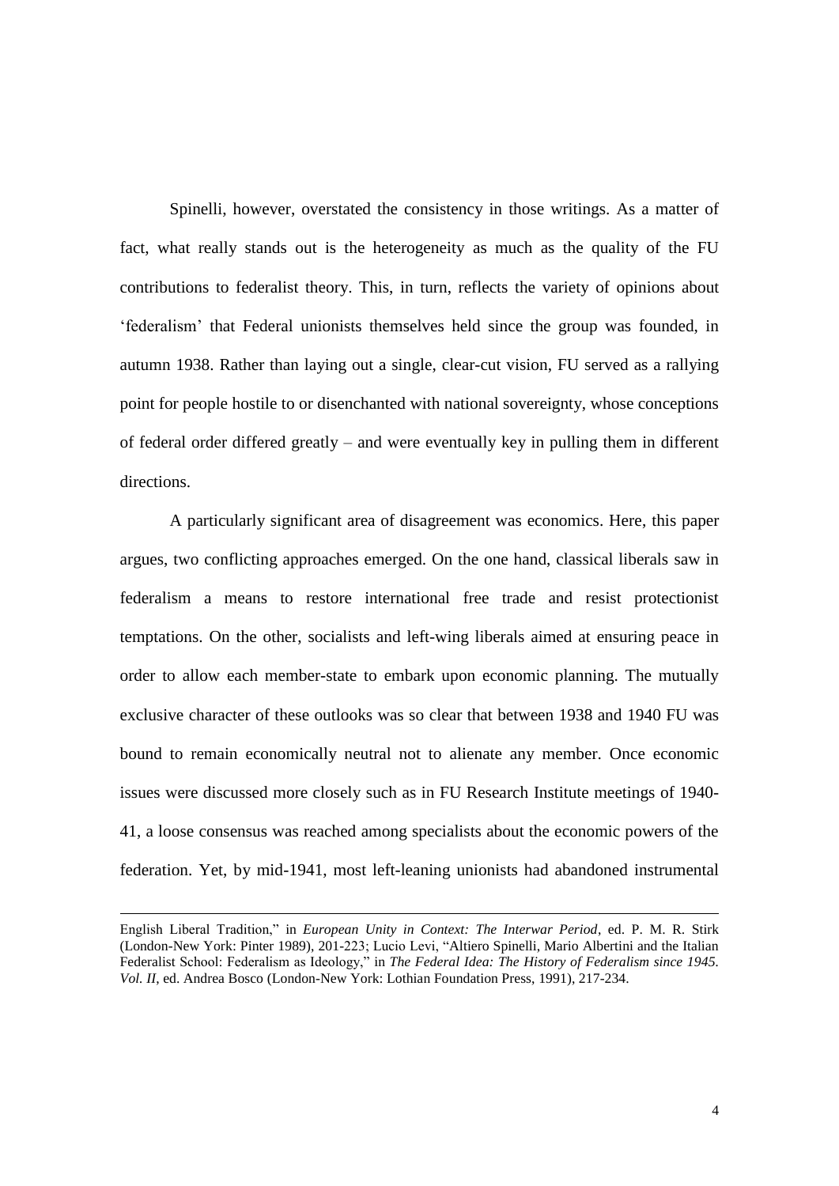Spinelli, however, overstated the consistency in those writings. As a matter of fact, what really stands out is the heterogeneity as much as the quality of the FU contributions to federalist theory. This, in turn, reflects the variety of opinions about 'federalism' that Federal unionists themselves held since the group was founded, in autumn 1938. Rather than laying out a single, clear-cut vision, FU served as a rallying point for people hostile to or disenchanted with national sovereignty, whose conceptions of federal order differed greatly – and were eventually key in pulling them in different directions.

A particularly significant area of disagreement was economics. Here, this paper argues, two conflicting approaches emerged. On the one hand, classical liberals saw in federalism a means to restore international free trade and resist protectionist temptations. On the other, socialists and left-wing liberals aimed at ensuring peace in order to allow each member-state to embark upon economic planning. The mutually exclusive character of these outlooks was so clear that between 1938 and 1940 FU was bound to remain economically neutral not to alienate any member. Once economic issues were discussed more closely such as in FU Research Institute meetings of 1940-41, a loose consensus was reached among specialists about the economic powers of the federation. Yet, by mid-1941, most left-leaning unionists had abandoned instrumental

---

English Liberal Tradition," in *European Unity in Context: The Interwar Period*, ed. P. M. R. Stirk (London-New York: Pinter 1989), 201-223; Lucio Levi, "Altiero Spinelli, Mario Albertini and the Italian Federalist School: Federalism as Ideology," in *The Federal Idea: The History of Federalism since 1945. Vol. II*, ed. Andrea Bosco (London-New York: Lothian Foundation Press, 1991), 217-234.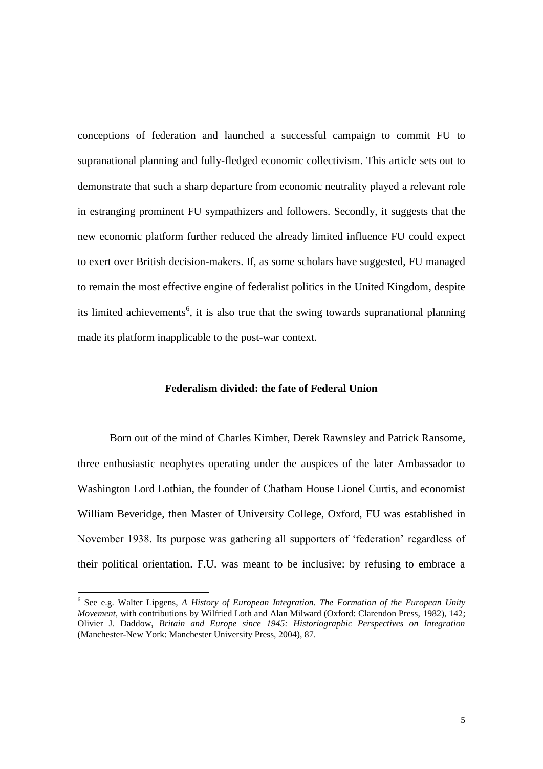conceptions of federation and launched a successful campaign to commit FU to supranational planning and fully-fledged economic collectivism. This article sets out to demonstrate that such a sharp departure from economic neutrality played a relevant role in estranging prominent FU sympathizers and followers. Secondly, it suggests that the new economic platform further reduced the already limited influence FU could expect to exert over British decision-makers. If, as some scholars have suggested, FU managed to remain the most effective engine of federalist politics in the United Kingdom, despite its limited achievements[6], it is also true that the swing towards supranational planning made its platform inapplicable to the post-war context.

## Federalism divided: the fate of Federal Union

Born out of the mind of Charles Kimber, Derek Rawnsley and Patrick Ransome, three enthusiastic neophytes operating under the auspices of the later Ambassador to Washington Lord Lothian, the founder of Chatham House Lionel Curtis, and economist William Beveridge, then Master of University College, Oxford, FU was established in November 1938. Its purpose was gathering all supporters of 'federation' regardless of their political orientation. F.U. was meant to be inclusive: by refusing to embrace a

[6] See e.g. Walter Lipgens, *A History of European Integration. The Formation of the European Unity Movement*, with contributions by Wilfried Loth and Alan Milward (Oxford: Clarendon Press, 1982), 142; Olivier J. Daddow, *Britain and Europe since 1945: Historiographic Perspectives on Integration* (Manchester-New York: Manchester University Press, 2004), 87.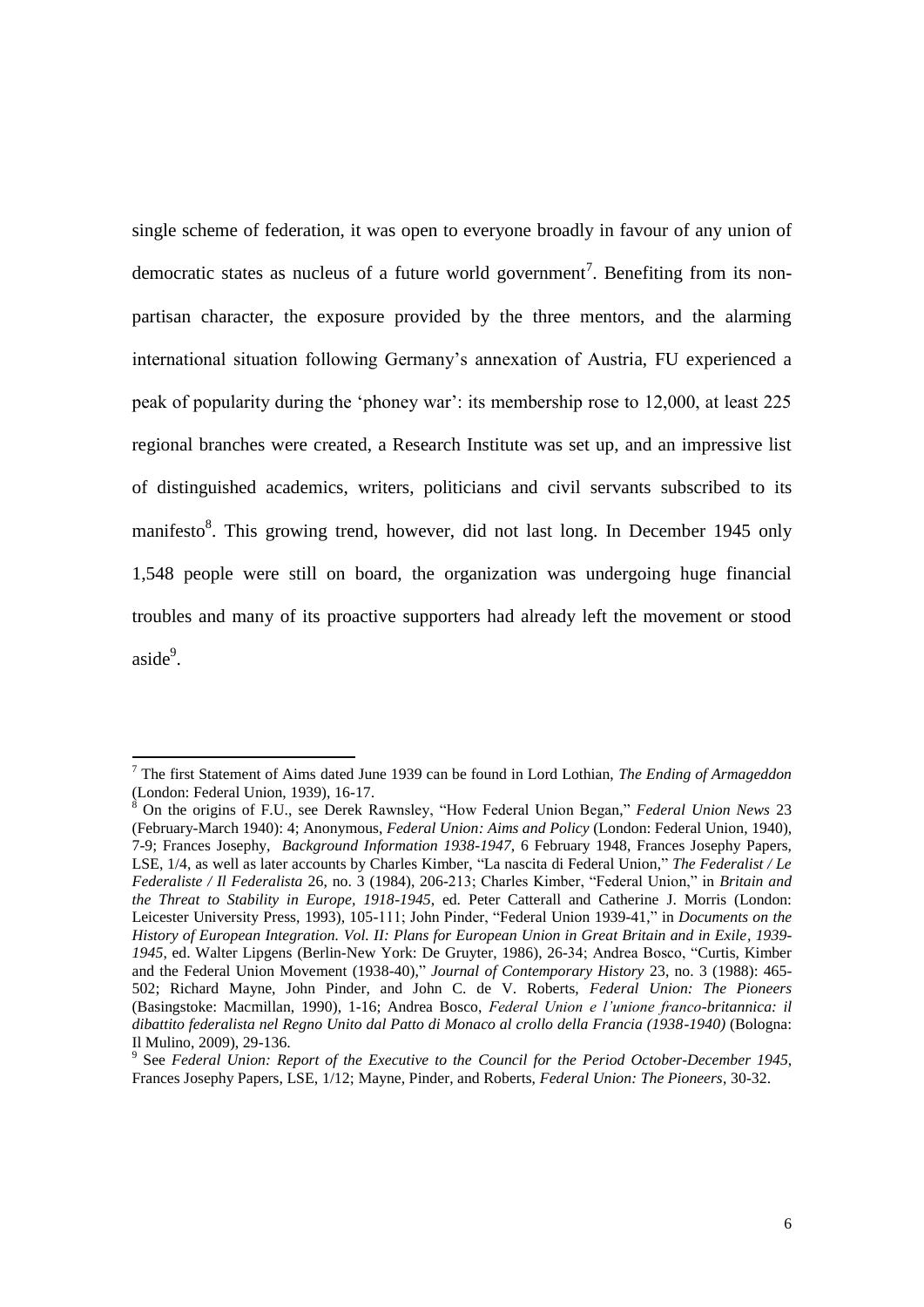single scheme of federation, it was open to everyone broadly in favour of any union of democratic states as nucleus of a future world government[7]. Benefiting from its non-partisan character, the exposure provided by the three mentors, and the alarming international situation following Germany's annexation of Austria, FU experienced a peak of popularity during the 'phoney war': its membership rose to 12,000, at least 225 regional branches were created, a Research Institute was set up, and an impressive list of distinguished academics, writers, politicians and civil servants subscribed to its manifesto[8]. This growing trend, however, did not last long. In December 1945 only 1,548 people were still on board, the organization was undergoing huge financial troubles and many of its proactive supporters had already left the movement or stood aside[9].

---

[7] The first Statement of Aims dated June 1939 can be found in Lord Lothian, *The Ending of Armageddon* (London: Federal Union, 1939), 16-17.

[8] On the origins of F.U., see Derek Rawnsley, "How Federal Union Began," *Federal Union News* 23 (February-March 1940): 4; Anonymous, *Federal Union: Aims and Policy* (London: Federal Union, 1940), 7-9; Frances Josephy, *Background Information 1938-1947*, 6 February 1948, Frances Josephy Papers, LSE, 1/4, as well as later accounts by Charles Kimber, "La nascita di Federal Union," *The Federalist / Le Federaliste / Il Federalista* 26, no. 3 (1984), 206-213; Charles Kimber, "Federal Union," in *Britain and the Threat to Stability in Europe, 1918-1945*, ed. Peter Catterall and Catherine J. Morris (London: Leicester University Press, 1993), 105-111; John Pinder, "Federal Union 1939-41," in *Documents on the History of European Integration. Vol. II: Plans for European Union in Great Britain and in Exile, 1939-1945*, ed. Walter Lipgens (Berlin-New York: De Gruyter, 1986), 26-34; Andrea Bosco, "Curtis, Kimber and the Federal Union Movement (1938-40)," *Journal of Contemporary History* 23, no. 3 (1988): 465-502; Richard Mayne, John Pinder, and John C. de V. Roberts, *Federal Union: The Pioneers* (Basingstoke: Macmillan, 1990), 1-16; Andrea Bosco, *Federal Union e l'unione franco-britannica: il dibattito federalista nel Regno Unito dal Patto di Monaco al crollo della Francia (1938-1940)* (Bologna: Il Mulino, 2009), 29-136.

[9] See *Federal Union: Report of the Executive to the Council for the Period October-December 1945*, Frances Josephy Papers, LSE, 1/12; Mayne, Pinder, and Roberts, *Federal Union: The Pioneers*, 30-32.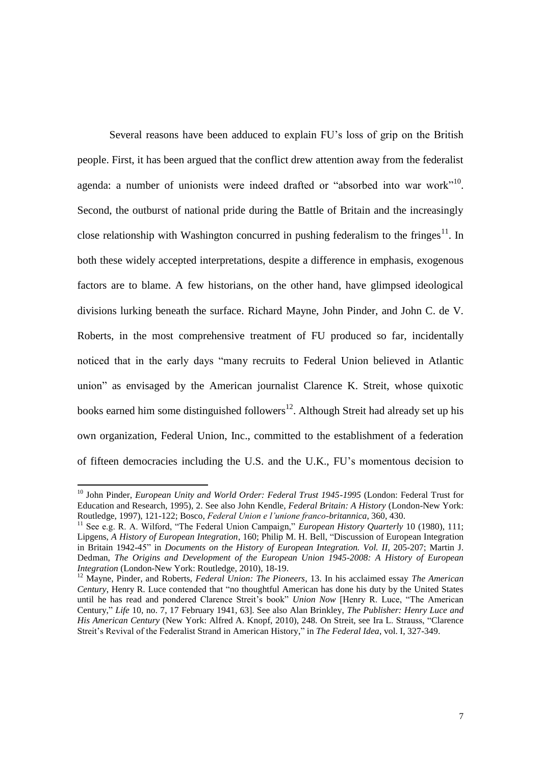Several reasons have been adduced to explain FU's loss of grip on the British people. First, it has been argued that the conflict drew attention away from the federalist agenda: a number of unionists were indeed drafted or "absorbed into war work"[10]. Second, the outburst of national pride during the Battle of Britain and the increasingly close relationship with Washington concurred in pushing federalism to the fringes[11]. In both these widely accepted interpretations, despite a difference in emphasis, exogenous factors are to blame. A few historians, on the other hand, have glimpsed ideological divisions lurking beneath the surface. Richard Mayne, John Pinder, and John C. de V. Roberts, in the most comprehensive treatment of FU produced so far, incidentally noticed that in the early days "many recruits to Federal Union believed in Atlantic union" as envisaged by the American journalist Clarence K. Streit, whose quixotic books earned him some distinguished followers[12]. Although Streit had already set up his own organization, Federal Union, Inc., committed to the establishment of a federation of fifteen democracies including the U.S. and the U.K., FU's momentous decision to

---

[10] John Pinder, *European Unity and World Order: Federal Trust 1945-1995* (London: Federal Trust for Education and Research, 1995), 2. See also John Kendle, *Federal Britain: A History* (London-New York: Routledge, 1997), 121-122; Bosco, *Federal Union e l'unione franco-britannica*, 360, 430.

[11] See e.g. R. A. Wilford, "The Federal Union Campaign," *European History Quarterly* 10 (1980), 111; Lipgens, *A History of European Integration*, 160; Philip M. H. Bell, "Discussion of European Integration in Britain 1942-45" in *Documents on the History of European Integration. Vol. II*, 205-207; Martin J. Dedman, *The Origins and Development of the European Union 1945-2008: A History of European Integration* (London-New York: Routledge, 2010), 18-19.

[12] Mayne, Pinder, and Roberts, *Federal Union: The Pioneers*, 13. In his acclaimed essay *The American Century*, Henry R. Luce contended that "no thoughtful American has done his duty by the United States until he has read and pondered Clarence Streit's book" *Union Now* [Henry R. Luce, "The American Century," *Life* 10, no. 7, 17 February 1941, 63]. See also Alan Brinkley, *The Publisher: Henry Luce and His American Century* (New York: Alfred A. Knopf, 2010), 248. On Streit, see Ira L. Strauss, "Clarence Streit's Revival of the Federalist Strand in American History," in *The Federal Idea*, vol. I, 327-349.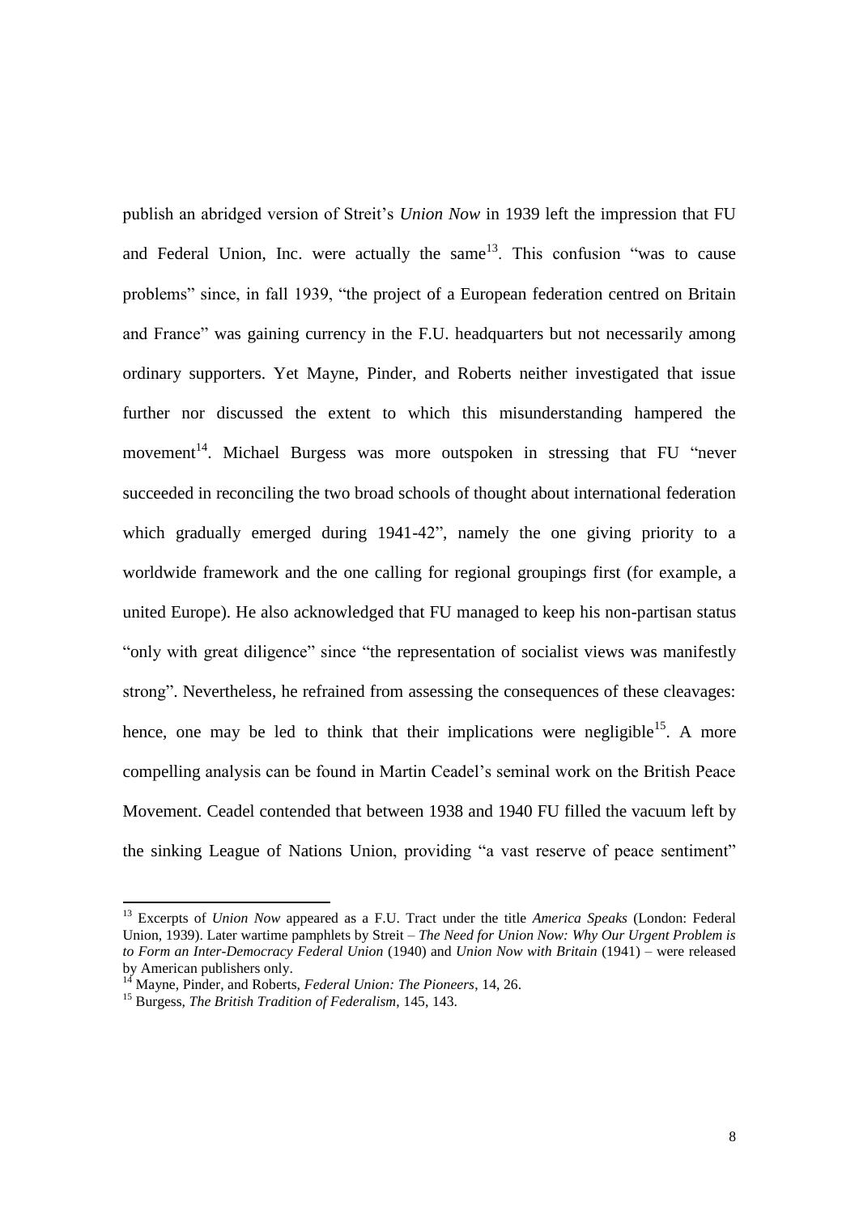publish an abridged version of Streit's *Union Now* in 1939 left the impression that FU and Federal Union, Inc. were actually the same[13]. This confusion "was to cause problems" since, in fall 1939, "the project of a European federation centred on Britain and France" was gaining currency in the F.U. headquarters but not necessarily among ordinary supporters. Yet Mayne, Pinder, and Roberts neither investigated that issue further nor discussed the extent to which this misunderstanding hampered the movement[14]. Michael Burgess was more outspoken in stressing that FU "never succeeded in reconciling the two broad schools of thought about international federation which gradually emerged during 1941-42", namely the one giving priority to a worldwide framework and the one calling for regional groupings first (for example, a united Europe). He also acknowledged that FU managed to keep his non-partisan status "only with great diligence" since "the representation of socialist views was manifestly strong". Nevertheless, he refrained from assessing the consequences of these cleavages: hence, one may be led to think that their implications were negligible[15]. A more compelling analysis can be found in Martin Ceadel's seminal work on the British Peace Movement. Ceadel contended that between 1938 and 1940 FU filled the vacuum left by the sinking League of Nations Union, providing "a vast reserve of peace sentiment"

---

[13] Excerpts of *Union Now* appeared as a F.U. Tract under the title *America Speaks* (London: Federal Union, 1939). Later wartime pamphlets by Streit – *The Need for Union Now: Why Our Urgent Problem is to Form an Inter-Democracy Federal Union* (1940) and *Union Now with Britain* (1941) – were released by American publishers only.

[14] Mayne, Pinder, and Roberts, *Federal Union: The Pioneers*, 14, 26.

[15] Burgess, *The British Tradition of Federalism*, 145, 143.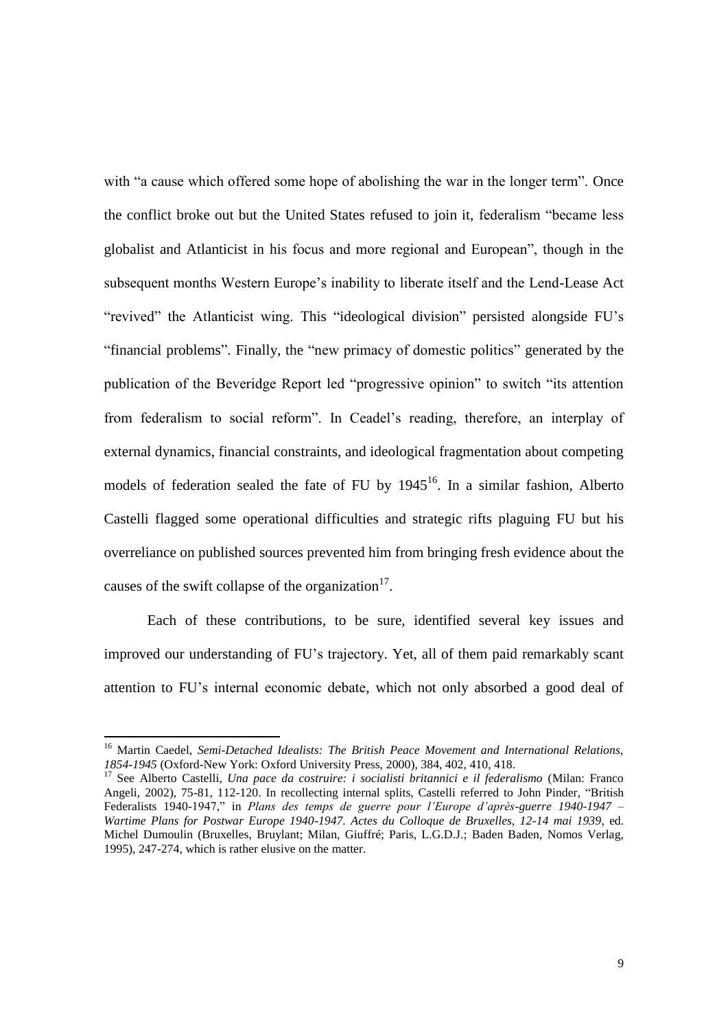with “a cause which offered some hope of abolishing the war in the longer term”. Once the conflict broke out but the United States refused to join it, federalism “became less globalist and Atlanticist in his focus and more regional and European”, though in the subsequent months Western Europe’s inability to liberate itself and the Lend-Lease Act “revived” the Atlanticist wing. This “ideological division” persisted alongside FU’s “financial problems”. Finally, the “new primacy of domestic politics” generated by the publication of the Beveridge Report led “progressive opinion” to switch “its attention from federalism to social reform”. In Ceadel’s reading, therefore, an interplay of external dynamics, financial constraints, and ideological fragmentation about competing models of federation sealed the fate of FU by 1945[16]. In a similar fashion, Alberto Castelli flagged some operational difficulties and strategic rifts plaguing FU but his overreliance on published sources prevented him from bringing fresh evidence about the causes of the swift collapse of the organization[17].

Each of these contributions, to be sure, identified several key issues and improved our understanding of FU’s trajectory. Yet, all of them paid remarkably scant attention to FU’s internal economic debate, which not only absorbed a good deal of

---

[16] Martin Caedel, *Semi-Detached Idealists: The British Peace Movement and International Relations, 1854-1945* (Oxford-New York: Oxford University Press, 2000), 384, 402, 410, 418.

[17] See Alberto Castelli, *Una pace da costruire: i socialisti britannici e il federalismo* (Milan: Franco Angeli, 2002), 75-81, 112-120. In recollecting internal splits, Castelli referred to John Pinder, “British Federalists 1940-1947,” in *Plans des temps de guerre pour l’Europe d’après-guerre 1940-1947 – Wartime Plans for Postwar Europe 1940-1947. Actes du Colloque de Bruxelles, 12-14 mai 1939*, ed. Michel Dumoulin (Bruxelles, Bruylant; Milan, Giuffré; Paris, L.G.D.J.; Baden Baden, Nomos Verlag, 1995), 247-274, which is rather elusive on the matter.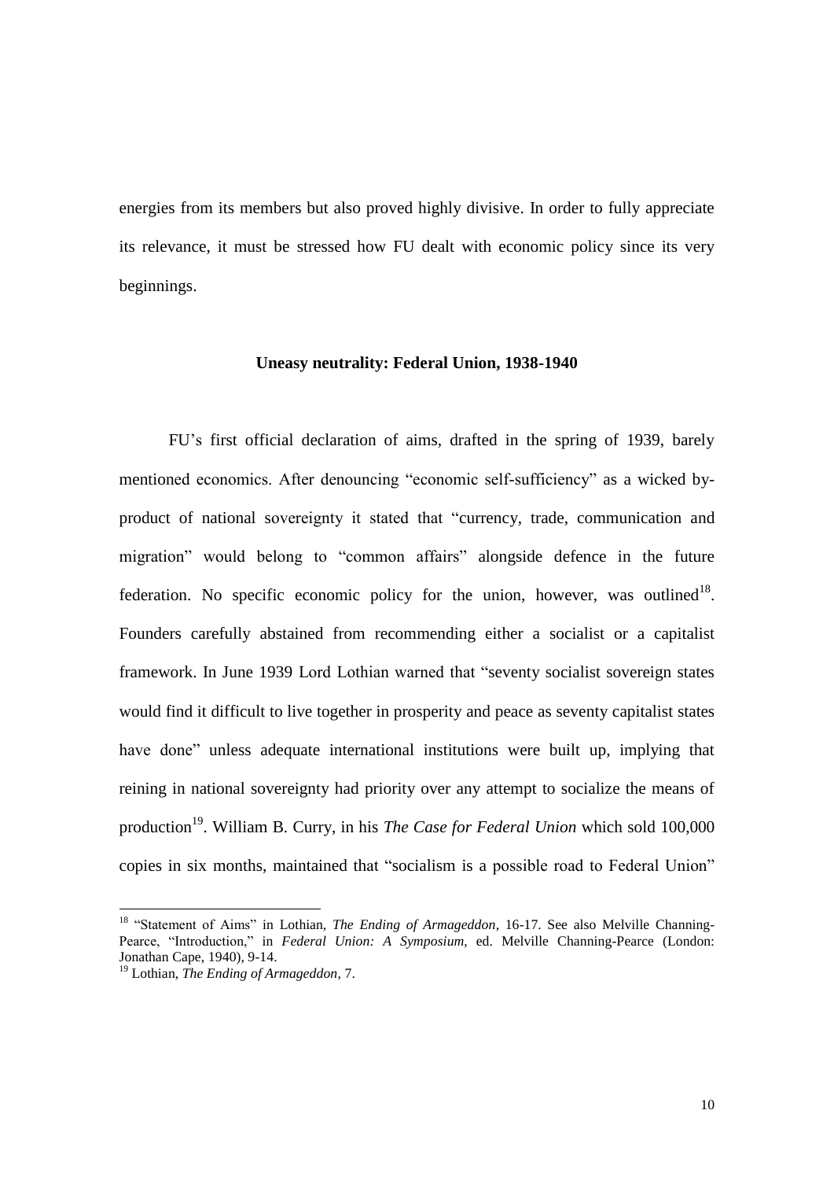energies from its members but also proved highly divisive. In order to fully appreciate its relevance, it must be stressed how FU dealt with economic policy since its very beginnings.

## Uneasy neutrality: Federal Union, 1938-1940

FU's first official declaration of aims, drafted in the spring of 1939, barely mentioned economics. After denouncing "economic self-sufficiency" as a wicked by-product of national sovereignty it stated that "currency, trade, communication and migration" would belong to "common affairs" alongside defence in the future federation. No specific economic policy for the union, however, was outlined[18]. Founders carefully abstained from recommending either a socialist or a capitalist framework. In June 1939 Lord Lothian warned that "seventy socialist sovereign states would find it difficult to live together in prosperity and peace as seventy capitalist states have done" unless adequate international institutions were built up, implying that reining in national sovereignty had priority over any attempt to socialize the means of production[19]. William B. Curry, in his *The Case for Federal Union* which sold 100,000 copies in six months, maintained that "socialism is a possible road to Federal Union"

---

[18] "Statement of Aims" in Lothian, *The Ending of Armageddon*, 16-17. See also Melville Channing-Pearce, "Introduction," in *Federal Union: A Symposium*, ed. Melville Channing-Pearce (London: Jonathan Cape, 1940), 9-14.

[19] Lothian, *The Ending of Armageddon*, 7.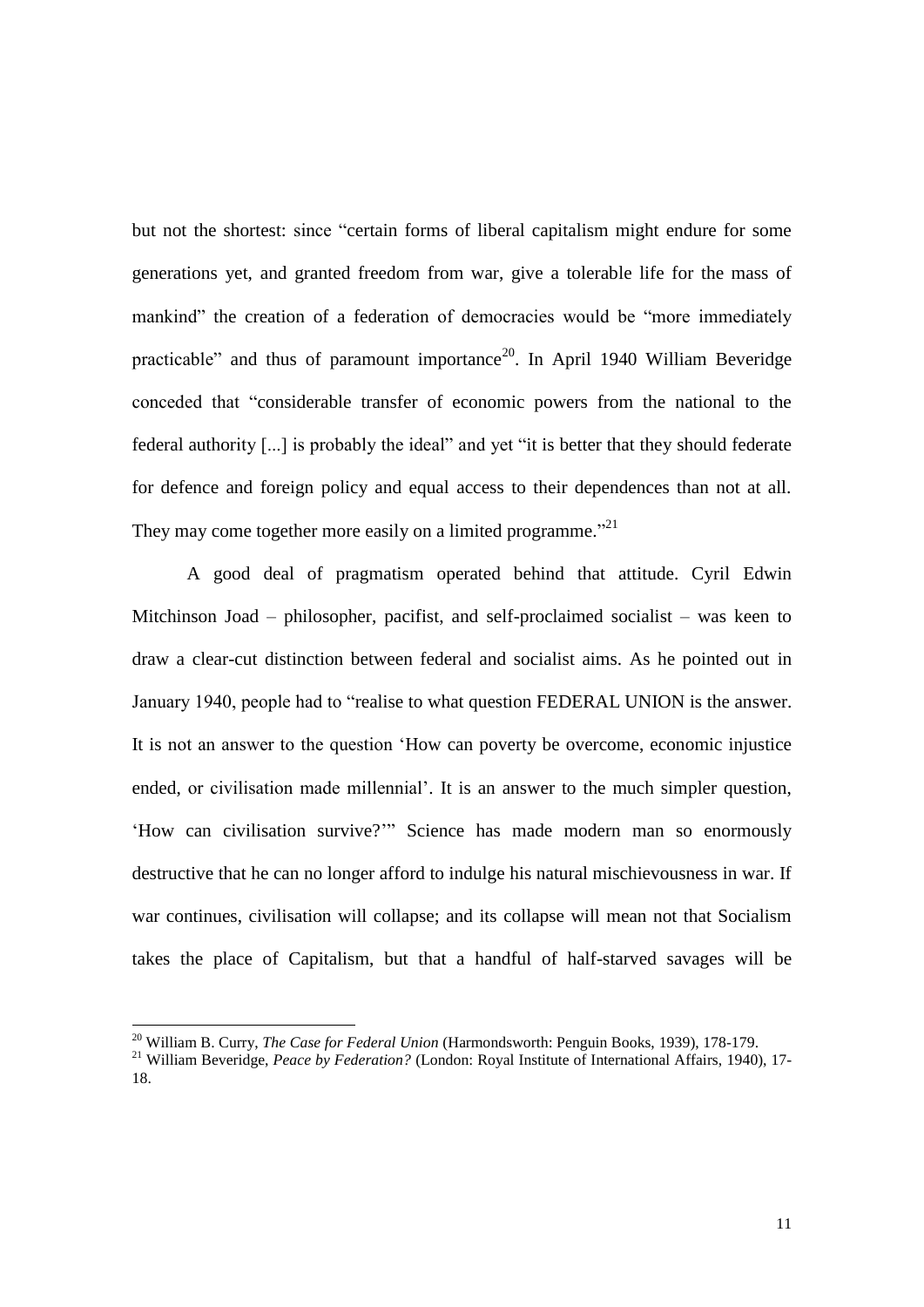but not the shortest: since "certain forms of liberal capitalism might endure for some generations yet, and granted freedom from war, give a tolerable life for the mass of mankind" the creation of a federation of democracies would be "more immediately practicable" and thus of paramount importance[20]. In April 1940 William Beveridge conceded that "considerable transfer of economic powers from the national to the federal authority [...] is probably the ideal" and yet "it is better that they should federate for defence and foreign policy and equal access to their dependences than not at all. They may come together more easily on a limited programme."[21]

A good deal of pragmatism operated behind that attitude. Cyril Edwin Mitchinson Joad – philosopher, pacifist, and self-proclaimed socialist – was keen to draw a clear-cut distinction between federal and socialist aims. As he pointed out in January 1940, people had to "realise to what question FEDERAL UNION is the answer. It is not an answer to the question 'How can poverty be overcome, economic injustice ended, or civilisation made millennial'. It is an answer to the much simpler question, 'How can civilisation survive?'" Science has made modern man so enormously destructive that he can no longer afford to indulge his natural mischievousness in war. If war continues, civilisation will collapse; and its collapse will mean not that Socialism takes the place of Capitalism, but that a handful of half-starved savages will be

---

[20] William B. Curry, *The Case for Federal Union* (Harmondsworth: Penguin Books, 1939), 178-179.

[21] William Beveridge, *Peace by Federation?* (London: Royal Institute of International Affairs, 1940), 17-18.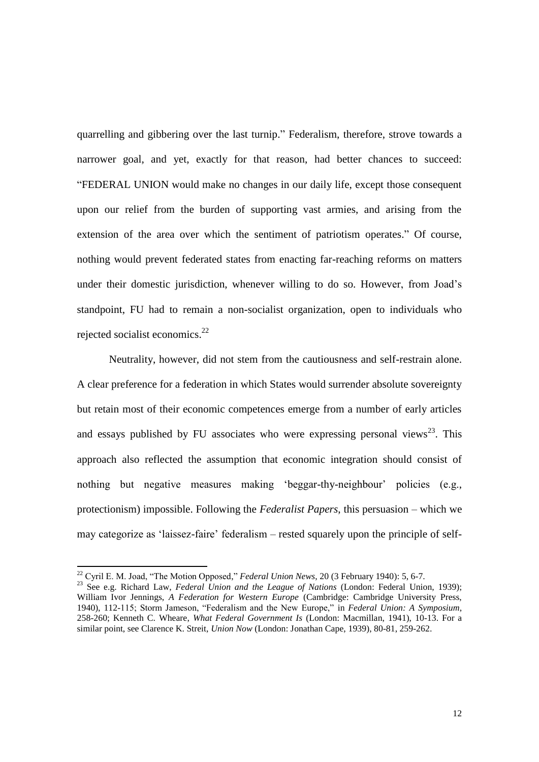quarrelling and gibbering over the last turnip." Federalism, therefore, strove towards a narrower goal, and yet, exactly for that reason, had better chances to succeed: "FEDERAL UNION would make no changes in our daily life, except those consequent upon our relief from the burden of supporting vast armies, and arising from the extension of the area over which the sentiment of patriotism operates." Of course, nothing would prevent federated states from enacting far-reaching reforms on matters under their domestic jurisdiction, whenever willing to do so. However, from Joad's standpoint, FU had to remain a non-socialist organization, open to individuals who rejected socialist economics.[22]

Neutrality, however, did not stem from the cautiousness and self-restrain alone. A clear preference for a federation in which States would surrender absolute sovereignty but retain most of their economic competences emerge from a number of early articles and essays published by FU associates who were expressing personal views[23]. This approach also reflected the assumption that economic integration should consist of nothing but negative measures making 'beggar-thy-neighbour' policies (e.g., protectionism) impossible. Following the *Federalist Papers*, this persuasion – which we may categorize as 'laissez-faire' federalism – rested squarely upon the principle of self-

---

[22] Cyril E. M. Joad, "The Motion Opposed," *Federal Union News*, 20 (3 February 1940): 5, 6-7.

[23] See e.g. Richard Law, *Federal Union and the League of Nations* (London: Federal Union, 1939); William Ivor Jennings, *A Federation for Western Europe* (Cambridge: Cambridge University Press, 1940), 112-115; Storm Jameson, "Federalism and the New Europe," in *Federal Union: A Symposium*, 258-260; Kenneth C. Wheare, *What Federal Government Is* (London: Macmillan, 1941), 10-13. For a similar point, see Clarence K. Streit, *Union Now* (London: Jonathan Cape, 1939), 80-81, 259-262.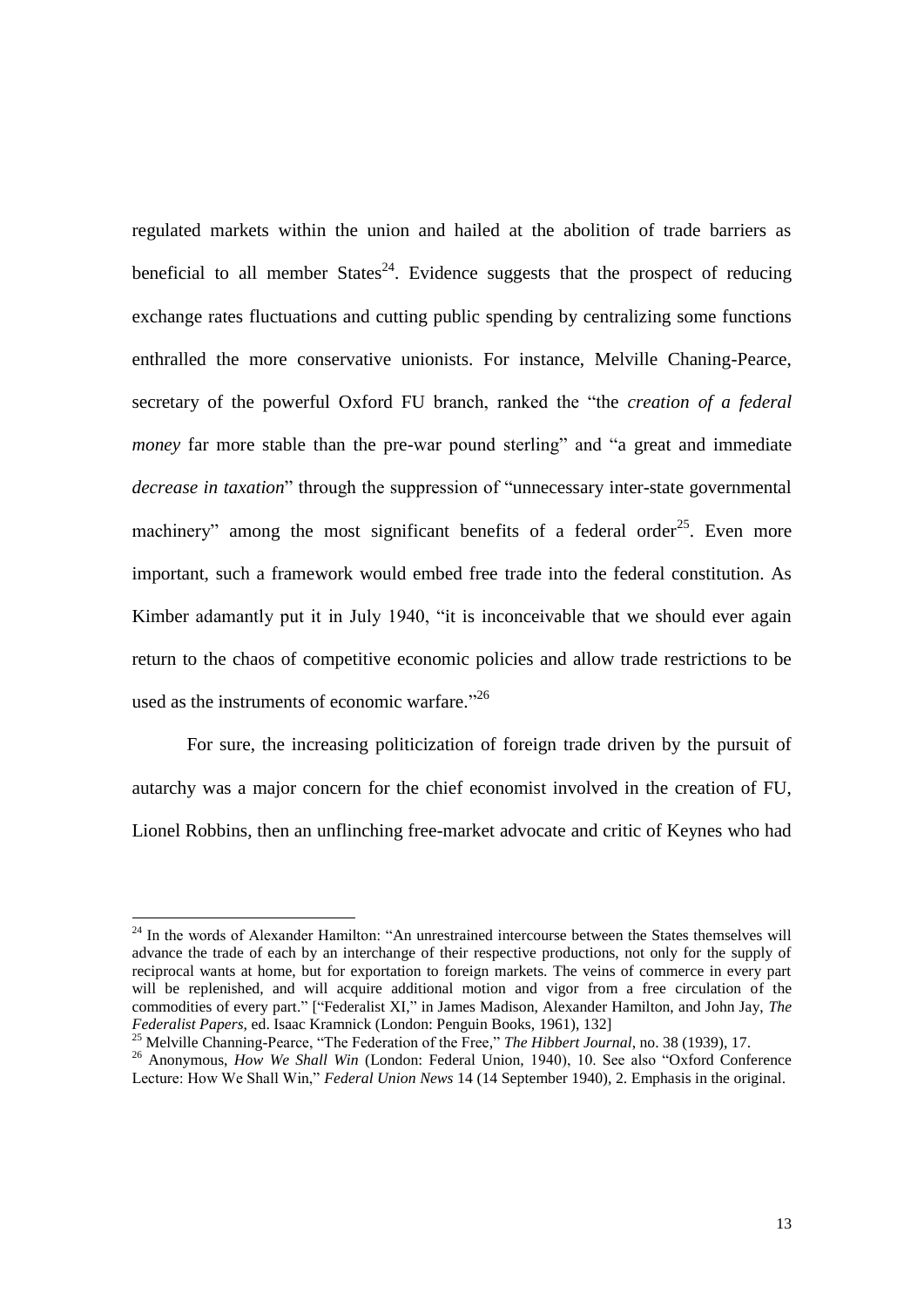regulated markets within the union and hailed at the abolition of trade barriers as beneficial to all member States[24]. Evidence suggests that the prospect of reducing exchange rates fluctuations and cutting public spending by centralizing some functions enthralled the more conservative unionists. For instance, Melville Chaning-Pearce, secretary of the powerful Oxford FU branch, ranked the "the *creation of a federal money* far more stable than the pre-war pound sterling" and "a great and immediate *decrease in taxation*" through the suppression of "unnecessary inter-state governmental machinery" among the most significant benefits of a federal order[25]. Even more important, such a framework would embed free trade into the federal constitution. As Kimber adamantly put it in July 1940, "it is inconceivable that we should ever again return to the chaos of competitive economic policies and allow trade restrictions to be used as the instruments of economic warfare."[26]

For sure, the increasing politicization of foreign trade driven by the pursuit of autarchy was a major concern for the chief economist involved in the creation of FU, Lionel Robbins, then an unflinching free-market advocate and critic of Keynes who had

---

[24] In the words of Alexander Hamilton: "An unrestrained intercourse between the States themselves will advance the trade of each by an interchange of their respective productions, not only for the supply of reciprocal wants at home, but for exportation to foreign markets. The veins of commerce in every part will be replenished, and will acquire additional motion and vigor from a free circulation of the commodities of every part." ["Federalist XI," in James Madison, Alexander Hamilton, and John Jay, *The Federalist Papers*, ed. Isaac Kramnick (London: Penguin Books, 1961), 132]

[25] Melville Channing-Pearce, "The Federation of the Free," *The Hibbert Journal*, no. 38 (1939), 17.

[26] Anonymous, *How We Shall Win* (London: Federal Union, 1940), 10. See also "Oxford Conference Lecture: How We Shall Win," *Federal Union News* 14 (14 September 1940), 2. Emphasis in the original.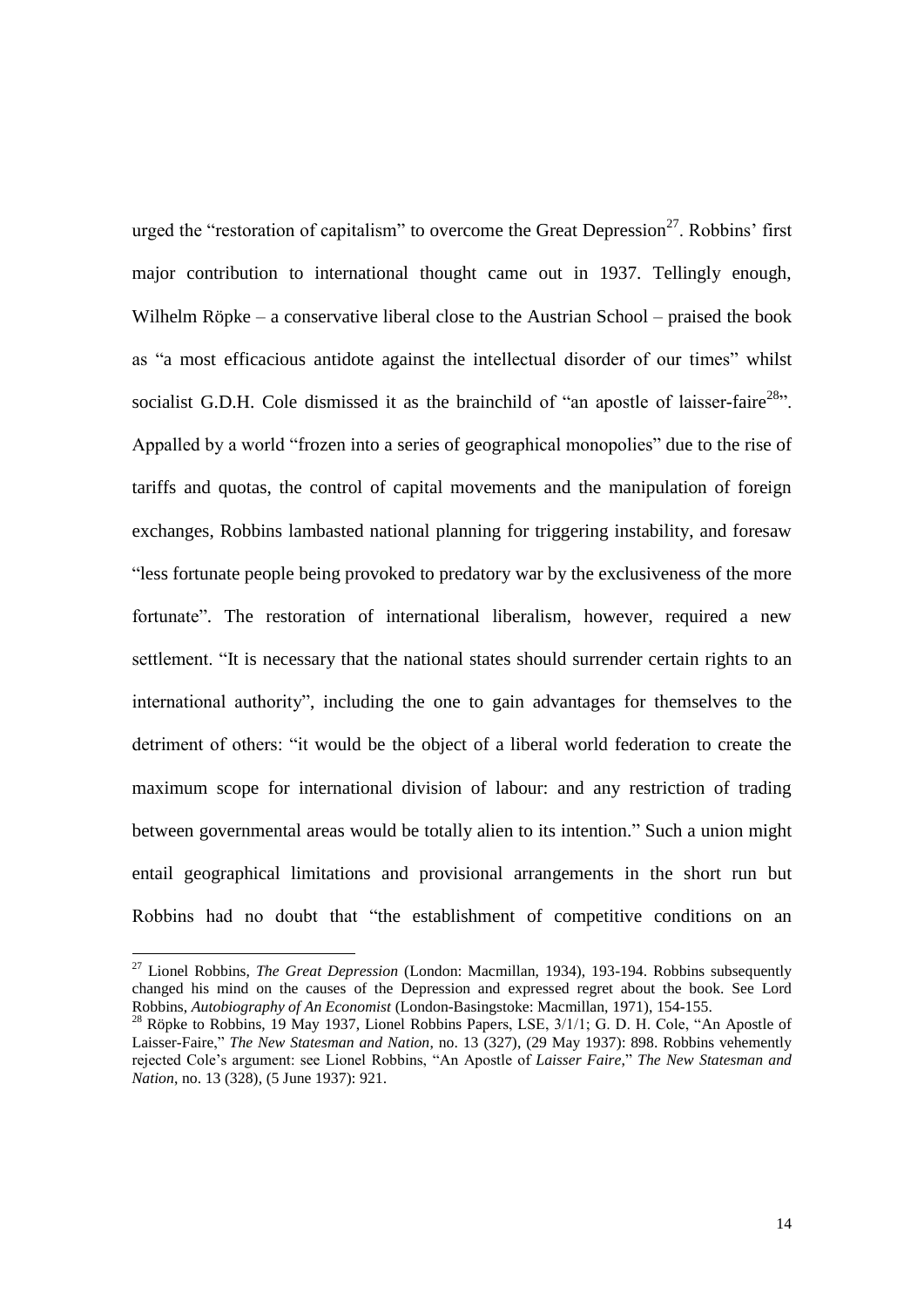urged the "restoration of capitalism" to overcome the Great Depression[27]. Robbins' first major contribution to international thought came out in 1937. Tellingly enough, Wilhelm Röpke – a conservative liberal close to the Austrian School – praised the book as "a most efficacious antidote against the intellectual disorder of our times" whilst socialist G.D.H. Cole dismissed it as the brainchild of "an apostle of laisser-faire[28]". Appalled by a world "frozen into a series of geographical monopolies" due to the rise of tariffs and quotas, the control of capital movements and the manipulation of foreign exchanges, Robbins lambasted national planning for triggering instability, and foresaw "less fortunate people being provoked to predatory war by the exclusiveness of the more fortunate". The restoration of international liberalism, however, required a new settlement. "It is necessary that the national states should surrender certain rights to an international authority", including the one to gain advantages for themselves to the detriment of others: "it would be the object of a liberal world federation to create the maximum scope for international division of labour: and any restriction of trading between governmental areas would be totally alien to its intention." Such a union might entail geographical limitations and provisional arrangements in the short run but Robbins had no doubt that "the establishment of competitive conditions on an

[27] Lionel Robbins, *The Great Depression* (London: Macmillan, 1934), 193-194. Robbins subsequently changed his mind on the causes of the Depression and expressed regret about the book. See Lord Robbins, *Autobiography of An Economist* (London-Basingstoke: Macmillan, 1971), 154-155.

[28] Röpke to Robbins, 19 May 1937, Lionel Robbins Papers, LSE, 3/1/1; G. D. H. Cole, "An Apostle of Laisser-Faire," *The New Statesman and Nation*, no. 13 (327), (29 May 1937): 898. Robbins vehemently rejected Cole's argument: see Lionel Robbins, "An Apostle of *Laisser Faire*," *The New Statesman and Nation*, no. 13 (328), (5 June 1937): 921.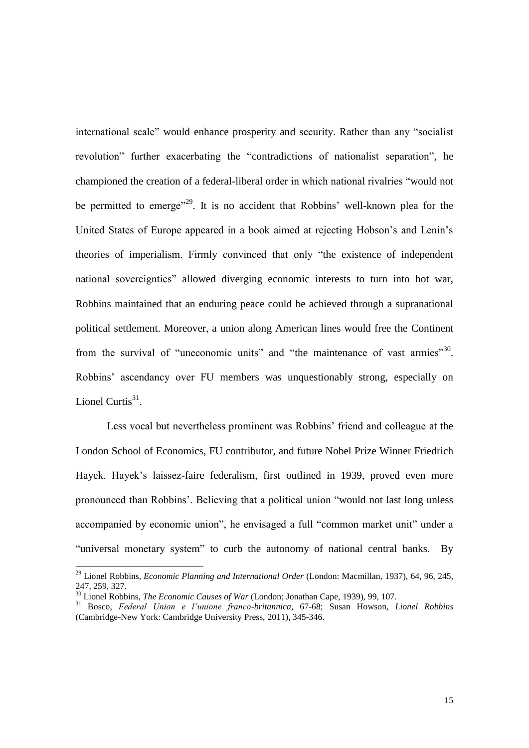international scale" would enhance prosperity and security. Rather than any "socialist revolution" further exacerbating the "contradictions of nationalist separation", he championed the creation of a federal-liberal order in which national rivalries "would not be permitted to emerge"[29]. It is no accident that Robbins' well-known plea for the United States of Europe appeared in a book aimed at rejecting Hobson's and Lenin's theories of imperialism. Firmly convinced that only "the existence of independent national sovereignties" allowed diverging economic interests to turn into hot war, Robbins maintained that an enduring peace could be achieved through a supranational political settlement. Moreover, a union along American lines would free the Continent from the survival of "uneconomic units" and "the maintenance of vast armies"[30]. Robbins' ascendancy over FU members was unquestionably strong, especially on Lionel Curtis[31].

Less vocal but nevertheless prominent was Robbins' friend and colleague at the London School of Economics, FU contributor, and future Nobel Prize Winner Friedrich Hayek. Hayek's laissez-faire federalism, first outlined in 1939, proved even more pronounced than Robbins'. Believing that a political union "would not last long unless accompanied by economic union", he envisaged a full "common market unit" under a "universal monetary system" to curb the autonomy of national central banks. By

---

[29] Lionel Robbins, *Economic Planning and International Order* (London: Macmillan, 1937), 64, 96, 245, 247, 259, 327.

[30] Lionel Robbins, *The Economic Causes of War* (London; Jonathan Cape, 1939), 99, 107.

[31] Bosco, *Federal Union e l'unione franco-britannica*, 67-68; Susan Howson, *Lionel Robbins* (Cambridge-New York: Cambridge University Press, 2011), 345-346.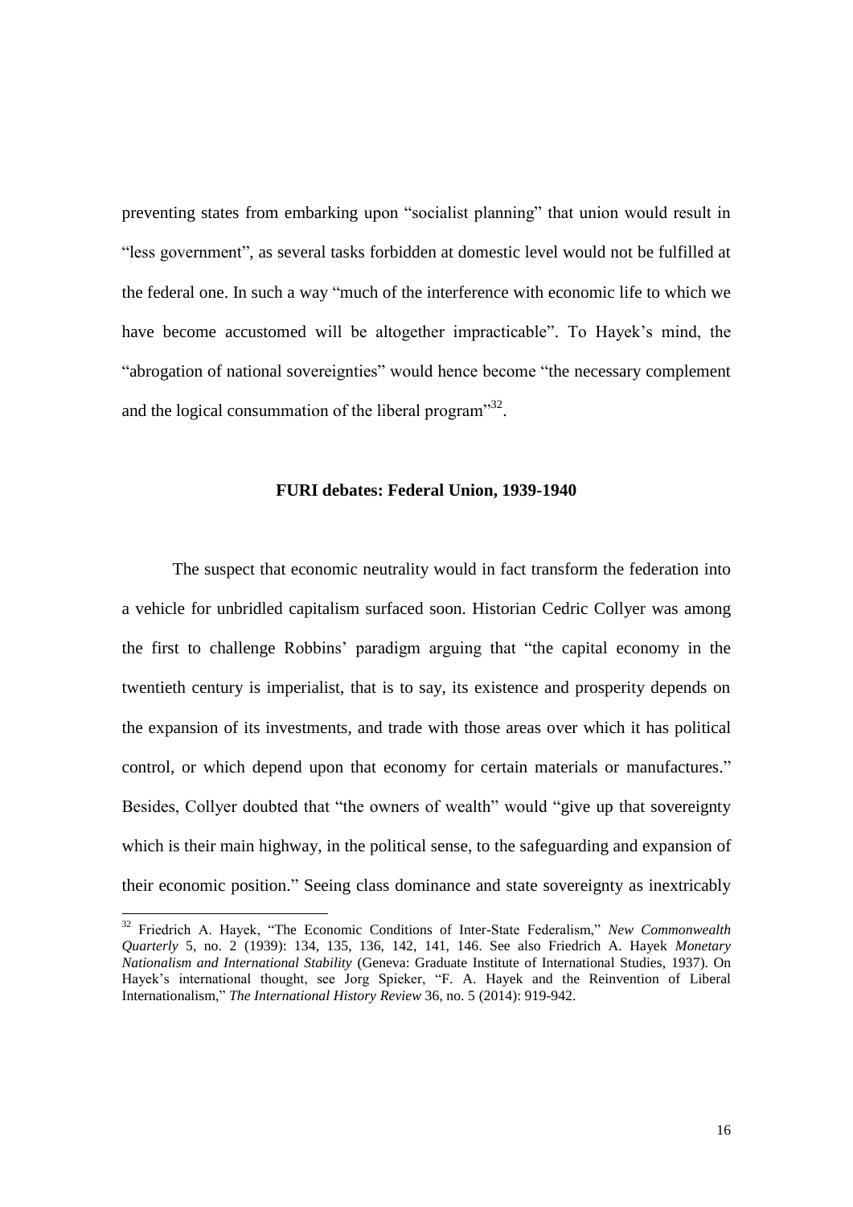preventing states from embarking upon "socialist planning" that union would result in "less government", as several tasks forbidden at domestic level would not be fulfilled at the federal one. In such a way "much of the interference with economic life to which we have become accustomed will be altogether impracticable". To Hayek's mind, the "abrogation of national sovereignties" would hence become "the necessary complement and the logical consummation of the liberal program"[32].

## FURI debates: Federal Union, 1939-1940

The suspect that economic neutrality would in fact transform the federation into a vehicle for unbridled capitalism surfaced soon. Historian Cedric Collyer was among the first to challenge Robbins' paradigm arguing that "the capital economy in the twentieth century is imperialist, that is to say, its existence and prosperity depends on the expansion of its investments, and trade with those areas over which it has political control, or which depend upon that economy for certain materials or manufactures." Besides, Collyer doubted that "the owners of wealth" would "give up that sovereignty which is their main highway, in the political sense, to the safeguarding and expansion of their economic position." Seeing class dominance and state sovereignty as inextricably

---

[32] Friedrich A. Hayek, "The Economic Conditions of Inter-State Federalism," *New Commonwealth Quarterly* 5, no. 2 (1939): 134, 135, 136, 142, 141, 146. See also Friedrich A. Hayek *Monetary Nationalism and International Stability* (Geneva: Graduate Institute of International Studies, 1937). On Hayek's international thought, see Jorg Spieker, "F. A. Hayek and the Reinvention of Liberal Internationalism," *The International History Review* 36, no. 5 (2014): 919-942.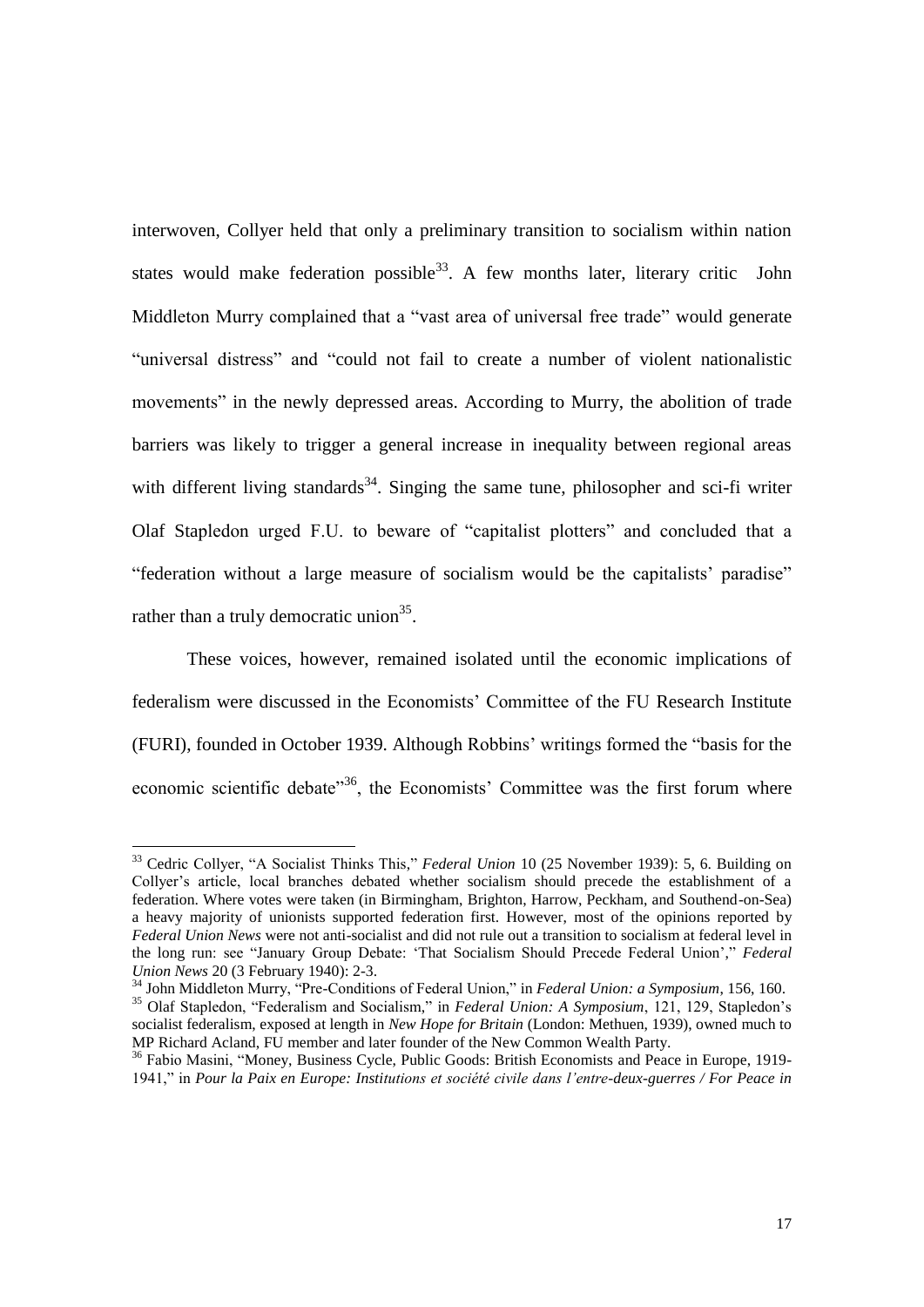interwoven, Collyer held that only a preliminary transition to socialism within nation states would make federation possible[33]. A few months later, literary critic John Middleton Murry complained that a "vast area of universal free trade" would generate "universal distress" and "could not fail to create a number of violent nationalistic movements" in the newly depressed areas. According to Murry, the abolition of trade barriers was likely to trigger a general increase in inequality between regional areas with different living standards[34]. Singing the same tune, philosopher and sci-fi writer Olaf Stapledon urged F.U. to beware of "capitalist plotters" and concluded that a "federation without a large measure of socialism would be the capitalists' paradise" rather than a truly democratic union[35].

These voices, however, remained isolated until the economic implications of federalism were discussed in the Economists' Committee of the FU Research Institute (FURI), founded in October 1939. Although Robbins' writings formed the "basis for the economic scientific debate"[36], the Economists' Committee was the first forum where

---

[33] Cedric Collyer, "A Socialist Thinks This," *Federal Union* 10 (25 November 1939): 5, 6. Building on Collyer's article, local branches debated whether socialism should precede the establishment of a federation. Where votes were taken (in Birmingham, Brighton, Harrow, Peckham, and Southend-on-Sea) a heavy majority of unionists supported federation first. However, most of the opinions reported by *Federal Union News* were not anti-socialist and did not rule out a transition to socialism at federal level in the long run: see "January Group Debate: 'That Socialism Should Precede Federal Union'," *Federal Union News* 20 (3 February 1940): 2-3.

[34] John Middleton Murry, "Pre-Conditions of Federal Union," in *Federal Union: a Symposium*, 156, 160.

[35] Olaf Stapledon, "Federalism and Socialism," in *Federal Union: A Symposium*, 121, 129, Stapledon's socialist federalism, exposed at length in *New Hope for Britain* (London: Methuen, 1939), owned much to MP Richard Acland, FU member and later founder of the New Common Wealth Party.

[36] Fabio Masini, "Money, Business Cycle, Public Goods: British Economists and Peace in Europe, 1919-1941," in *Pour la Paix en Europe: Institutions et société civile dans l'entre-deux-guerres / For Peace in*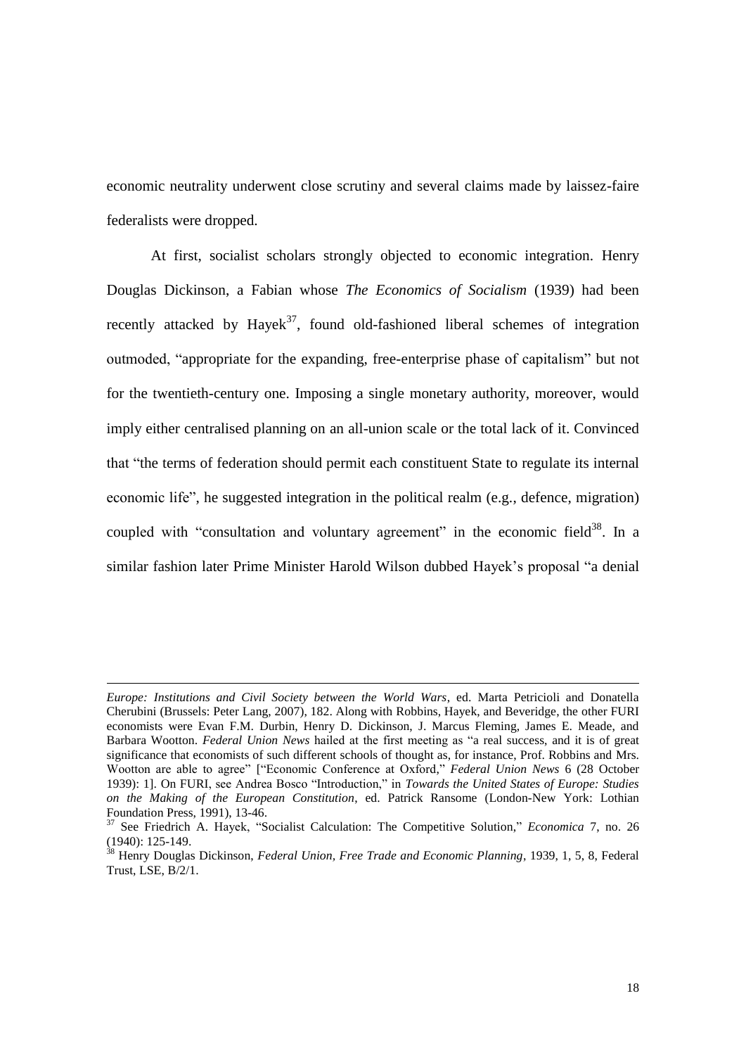economic neutrality underwent close scrutiny and several claims made by laissez-faire federalists were dropped.

At first, socialist scholars strongly objected to economic integration. Henry Douglas Dickinson, a Fabian whose *The Economics of Socialism* (1939) had been recently attacked by Hayek[37], found old-fashioned liberal schemes of integration outmoded, "appropriate for the expanding, free-enterprise phase of capitalism" but not for the twentieth-century one. Imposing a single monetary authority, moreover, would imply either centralised planning on an all-union scale or the total lack of it. Convinced that "the terms of federation should permit each constituent State to regulate its internal economic life", he suggested integration in the political realm (e.g., defence, migration) coupled with "consultation and voluntary agreement" in the economic field[38]. In a similar fashion later Prime Minister Harold Wilson dubbed Hayek's proposal "a denial

---

*Europe: Institutions and Civil Society between the World Wars*, ed. Marta Petricioli and Donatella Cherubini (Brussels: Peter Lang, 2007), 182. Along with Robbins, Hayek, and Beveridge, the other FURI economists were Evan F.M. Durbin, Henry D. Dickinson, J. Marcus Fleming, James E. Meade, and Barbara Wootton. *Federal Union News* hailed at the first meeting as "a real success, and it is of great significance that economists of such different schools of thought as, for instance, Prof. Robbins and Mrs. Wootton are able to agree" ["Economic Conference at Oxford," *Federal Union News* 6 (28 October 1939): 1]. On FURI, see Andrea Bosco "Introduction," in *Towards the United States of Europe: Studies on the Making of the European Constitution*, ed. Patrick Ransome (London-New York: Lothian Foundation Press, 1991), 13-46.

[37] See Friedrich A. Hayek, "Socialist Calculation: The Competitive Solution," *Economica* 7, no. 26 (1940): 125-149.

[38] Henry Douglas Dickinson, *Federal Union, Free Trade and Economic Planning*, 1939, 1, 5, 8, Federal Trust, LSE, B/2/1.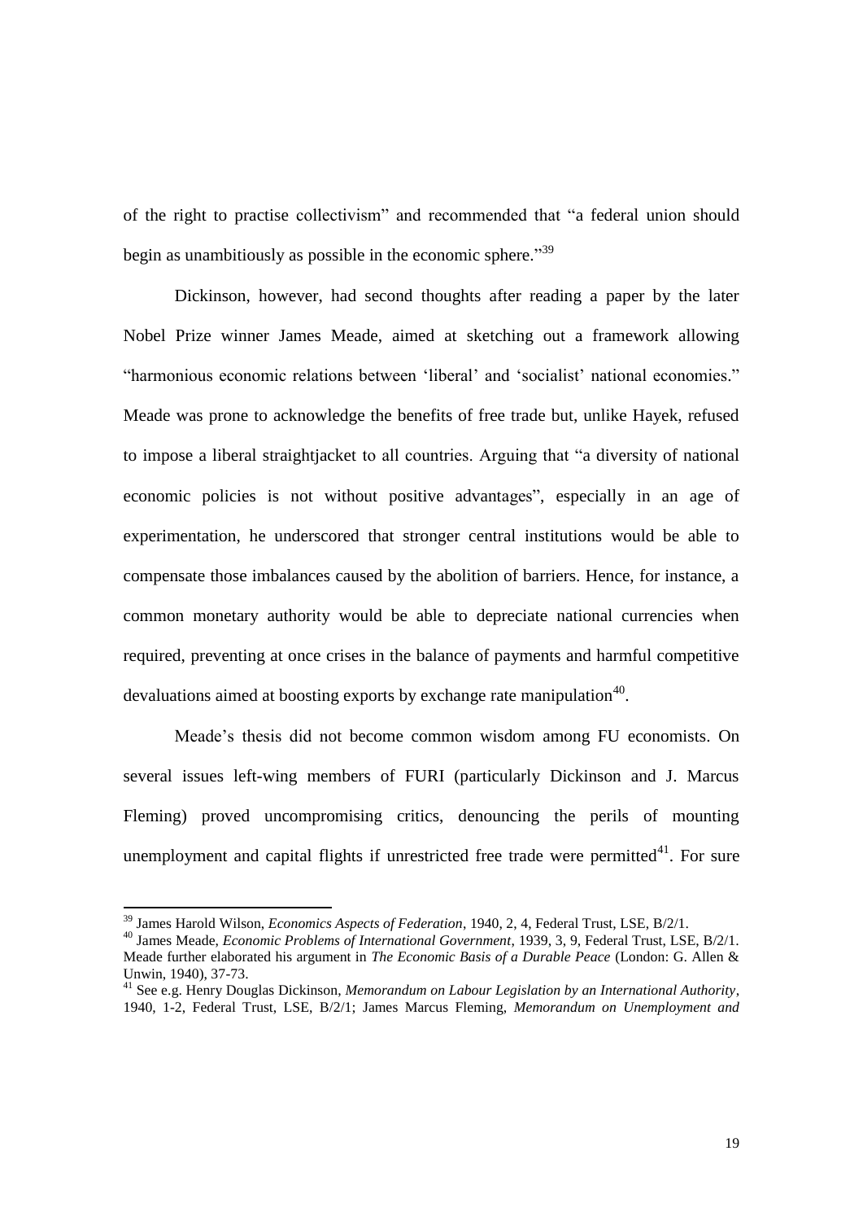of the right to practise collectivism" and recommended that "a federal union should begin as unambitiously as possible in the economic sphere."[39]

Dickinson, however, had second thoughts after reading a paper by the later Nobel Prize winner James Meade, aimed at sketching out a framework allowing "harmonious economic relations between 'liberal' and 'socialist' national economies." Meade was prone to acknowledge the benefits of free trade but, unlike Hayek, refused to impose a liberal straightjacket to all countries. Arguing that "a diversity of national economic policies is not without positive advantages", especially in an age of experimentation, he underscored that stronger central institutions would be able to compensate those imbalances caused by the abolition of barriers. Hence, for instance, a common monetary authority would be able to depreciate national currencies when required, preventing at once crises in the balance of payments and harmful competitive devaluations aimed at boosting exports by exchange rate manipulation[40].

Meade's thesis did not become common wisdom among FU economists. On several issues left-wing members of FURI (particularly Dickinson and J. Marcus Fleming) proved uncompromising critics, denouncing the perils of mounting unemployment and capital flights if unrestricted free trade were permitted[41]. For sure

---

[39] James Harold Wilson, *Economics Aspects of Federation*, 1940, 2, 4, Federal Trust, LSE, B/2/1.

[40] James Meade, *Economic Problems of International Government*, 1939, 3, 9, Federal Trust, LSE, B/2/1. Meade further elaborated his argument in *The Economic Basis of a Durable Peace* (London: G. Allen & Unwin, 1940), 37-73.

[41] See e.g. Henry Douglas Dickinson, *Memorandum on Labour Legislation by an International Authority*, 1940, 1-2, Federal Trust, LSE, B/2/1; James Marcus Fleming, *Memorandum on Unemployment and*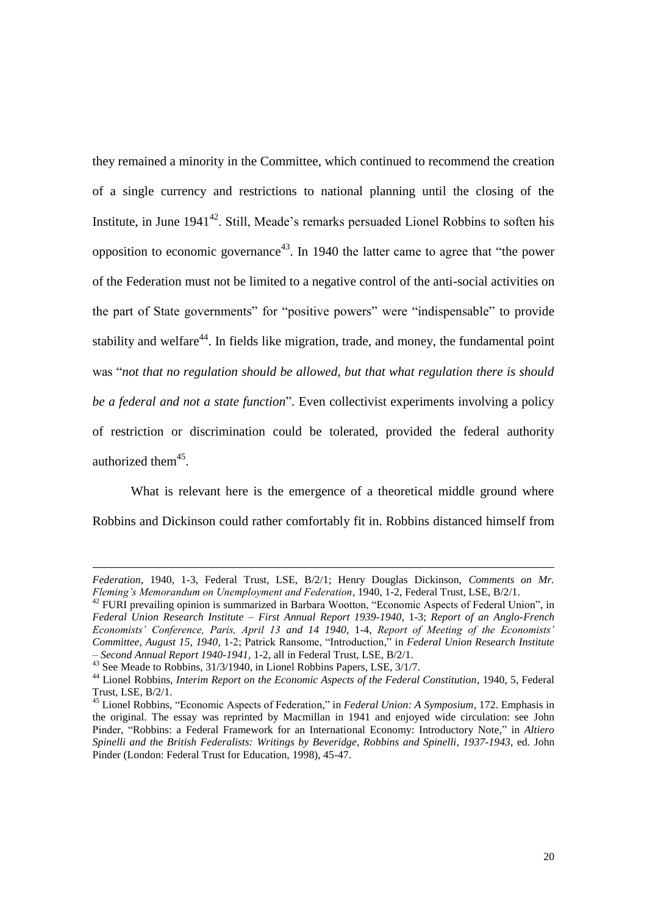they remained a minority in the Committee, which continued to recommend the creation of a single currency and restrictions to national planning until the closing of the Institute, in June 1941[42]. Still, Meade's remarks persuaded Lionel Robbins to soften his opposition to economic governance[43]. In 1940 the latter came to agree that "the power of the Federation must not be limited to a negative control of the anti-social activities on the part of State governments" for "positive powers" were "indispensable" to provide stability and welfare[44]. In fields like migration, trade, and money, the fundamental point was "*not that no regulation should be allowed, but that what regulation there is should be a federal and not a state function*". Even collectivist experiments involving a policy of restriction or discrimination could be tolerated, provided the federal authority authorized them[45].

What is relevant here is the emergence of a theoretical middle ground where Robbins and Dickinson could rather comfortably fit in. Robbins distanced himself from

---

*Federation*, 1940, 1-3, Federal Trust, LSE, B/2/1; Henry Douglas Dickinson, *Comments on Mr. Fleming's Memorandum on Unemployment and Federation*, 1940, 1-2, Federal Trust, LSE, B/2/1.

[42] FURI prevailing opinion is summarized in Barbara Wootton, "Economic Aspects of Federal Union", in *Federal Union Research Institute – First Annual Report 1939-1940*, 1-3; *Report of an Anglo-French Economists' Conference, Paris, April 13 and 14 1940*, 1-4, *Report of Meeting of the Economists' Committee, August 15, 1940*, 1-2; Patrick Ransome, "Introduction," in *Federal Union Research Institute – Second Annual Report 1940-1941*, 1-2, all in Federal Trust, LSE, B/2/1.

[43] See Meade to Robbins, 31/3/1940, in Lionel Robbins Papers, LSE, 3/1/7.

[44] Lionel Robbins, *Interim Report on the Economic Aspects of the Federal Constitution*, 1940, 5, Federal Trust, LSE, B/2/1.

[45] Lionel Robbins, "Economic Aspects of Federation," in *Federal Union: A Symposium*, 172. Emphasis in the original. The essay was reprinted by Macmillan in 1941 and enjoyed wide circulation: see John Pinder, "Robbins: a Federal Framework for an International Economy: Introductory Note," in *Altiero Spinelli and the British Federalists: Writings by Beveridge, Robbins and Spinelli, 1937-1943*, ed. John Pinder (London: Federal Trust for Education, 1998), 45-47.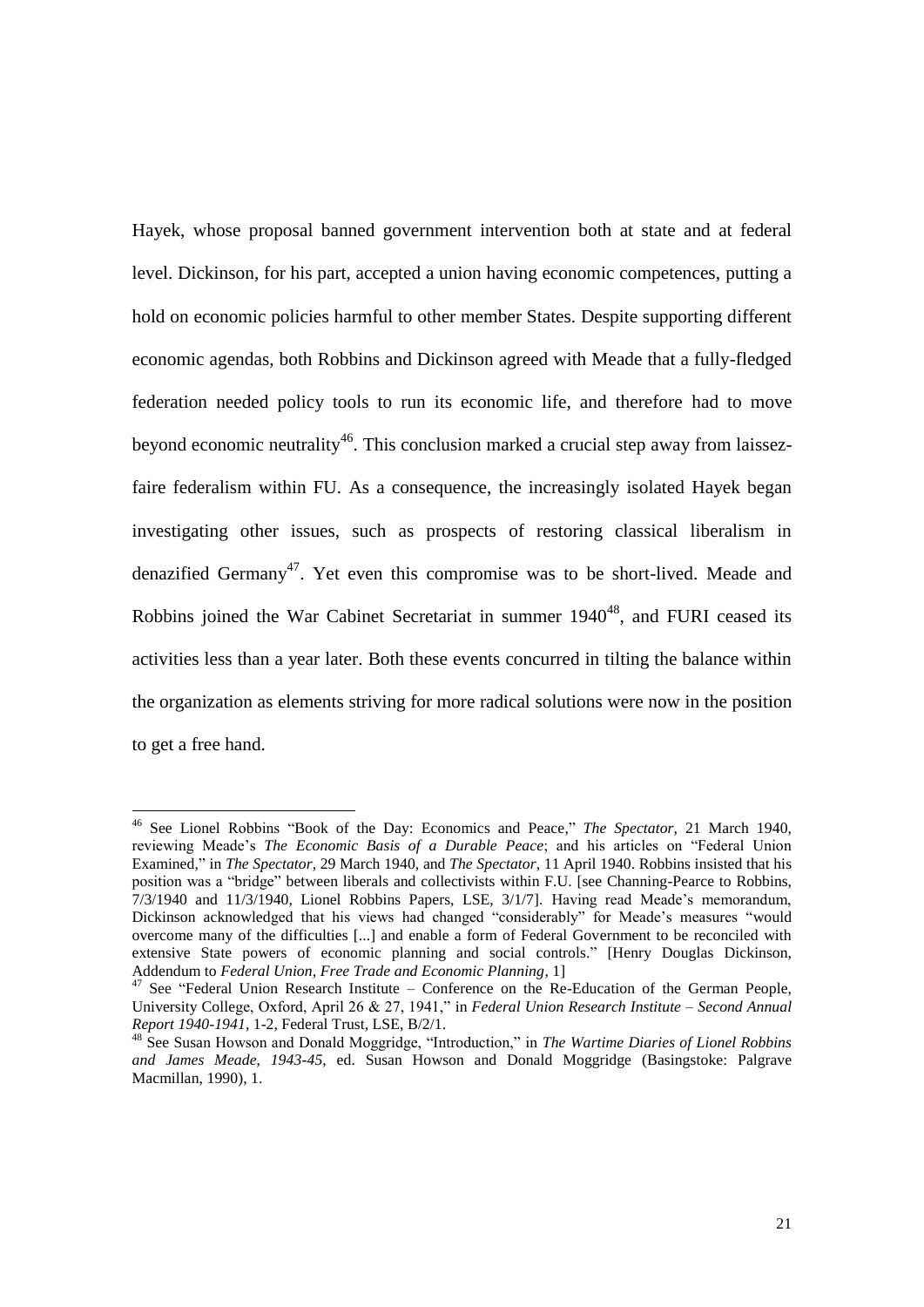Hayek, whose proposal banned government intervention both at state and at federal level. Dickinson, for his part, accepted a union having economic competences, putting a hold on economic policies harmful to other member States. Despite supporting different economic agendas, both Robbins and Dickinson agreed with Meade that a fully-fledged federation needed policy tools to run its economic life, and therefore had to move beyond economic neutrality[46]. This conclusion marked a crucial step away from laissez-faire federalism within FU. As a consequence, the increasingly isolated Hayek began investigating other issues, such as prospects of restoring classical liberalism in denazified Germany[47]. Yet even this compromise was to be short-lived. Meade and Robbins joined the War Cabinet Secretariat in summer 1940[48], and FURI ceased its activities less than a year later. Both these events concurred in tilting the balance within the organization as elements striving for more radical solutions were now in the position to get a free hand.

---

[46] See Lionel Robbins "Book of the Day: Economics and Peace," *The Spectator*, 21 March 1940, reviewing Meade's *The Economic Basis of a Durable Peace*; and his articles on "Federal Union Examined," in *The Spectator*, 29 March 1940, and *The Spectator*, 11 April 1940. Robbins insisted that his position was a "bridge" between liberals and collectivists within F.U. [see Channing-Pearce to Robbins, 7/3/1940 and 11/3/1940, Lionel Robbins Papers, LSE, 3/1/7]. Having read Meade's memorandum, Dickinson acknowledged that his views had changed "considerably" for Meade's measures "would overcome many of the difficulties [...] and enable a form of Federal Government to be reconciled with extensive State powers of economic planning and social controls." [Henry Douglas Dickinson, Addendum to *Federal Union, Free Trade and Economic Planning*, 1]

[47] See "Federal Union Research Institute – Conference on the Re-Education of the German People, University College, Oxford, April 26 & 27, 1941," in *Federal Union Research Institute – Second Annual Report 1940-1941*, 1-2, Federal Trust, LSE, B/2/1.

[48] See Susan Howson and Donald Moggridge, "Introduction," in *The Wartime Diaries of Lionel Robbins and James Meade, 1943-45*, ed. Susan Howson and Donald Moggridge (Basingstoke: Palgrave Macmillan, 1990), 1.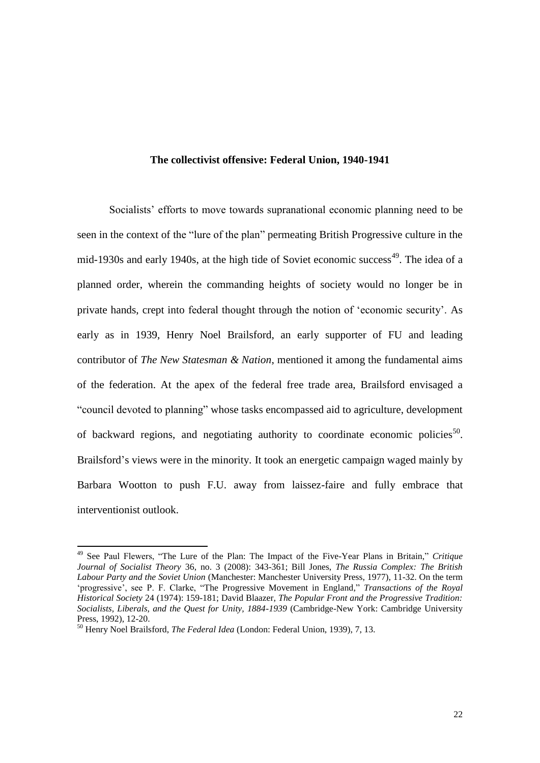### The collectivist offensive: Federal Union, 1940-1941

Socialists' efforts to move towards supranational economic planning need to be seen in the context of the "lure of the plan" permeating British Progressive culture in the mid-1930s and early 1940s, at the high tide of Soviet economic success[49]. The idea of a planned order, wherein the commanding heights of society would no longer be in private hands, crept into federal thought through the notion of 'economic security'. As early as in 1939, Henry Noel Brailsford, an early supporter of FU and leading contributor of *The New Statesman & Nation*, mentioned it among the fundamental aims of the federation. At the apex of the federal free trade area, Brailsford envisaged a "council devoted to planning" whose tasks encompassed aid to agriculture, development of backward regions, and negotiating authority to coordinate economic policies[50]. Brailsford's views were in the minority. It took an energetic campaign waged mainly by Barbara Wootton to push F.U. away from laissez-faire and fully embrace that interventionist outlook.

---

[49] See Paul Flewers, "The Lure of the Plan: The Impact of the Five-Year Plans in Britain," *Critique Journal of Socialist Theory* 36, no. 3 (2008): 343-361; Bill Jones, *The Russia Complex: The British Labour Party and the Soviet Union* (Manchester: Manchester University Press, 1977), 11-32. On the term 'progressive', see P. F. Clarke, "The Progressive Movement in England," *Transactions of the Royal Historical Society* 24 (1974): 159-181; David Blaazer, *The Popular Front and the Progressive Tradition: Socialists, Liberals, and the Quest for Unity, 1884-1939* (Cambridge-New York: Cambridge University Press, 1992), 12-20.

[50] Henry Noel Brailsford, *The Federal Idea* (London: Federal Union, 1939), 7, 13.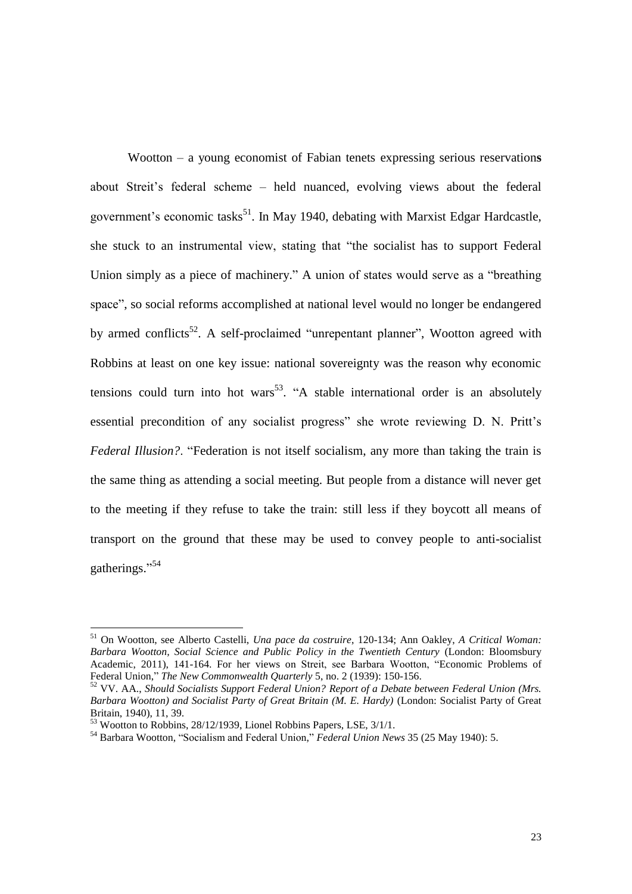Wootton – a young economist of Fabian tenets expressing serious reservations about Streit's federal scheme – held nuanced, evolving views about the federal government's economic tasks[51]. In May 1940, debating with Marxist Edgar Hardcastle, she stuck to an instrumental view, stating that "the socialist has to support Federal Union simply as a piece of machinery." A union of states would serve as a "breathing space", so social reforms accomplished at national level would no longer be endangered by armed conflicts[52]. A self-proclaimed "unrepentant planner", Wootton agreed with Robbins at least on one key issue: national sovereignty was the reason why economic tensions could turn into hot wars[53]. "A stable international order is an absolutely essential precondition of any socialist progress" she wrote reviewing D. N. Pritt's *Federal Illusion?*. "Federation is not itself socialism, any more than taking the train is the same thing as attending a social meeting. But people from a distance will never get to the meeting if they refuse to take the train: still less if they boycott all means of transport on the ground that these may be used to convey people to anti-socialist gatherings."[54]

---

[51] On Wootton, see Alberto Castelli, *Una pace da costruire*, 120-134; Ann Oakley, *A Critical Woman: Barbara Wootton, Social Science and Public Policy in the Twentieth Century* (London: Bloomsbury Academic, 2011), 141-164. For her views on Streit, see Barbara Wootton, "Economic Problems of Federal Union," *The New Commonwealth Quarterly* 5, no. 2 (1939): 150-156.

[52] VV. AA., *Should Socialists Support Federal Union? Report of a Debate between Federal Union (Mrs. Barbara Wootton) and Socialist Party of Great Britain (M. E. Hardy)* (London: Socialist Party of Great Britain, 1940), 11, 39.

[53] Wootton to Robbins, 28/12/1939, Lionel Robbins Papers, LSE, 3/1/1.

[54] Barbara Wootton, "Socialism and Federal Union," *Federal Union News* 35 (25 May 1940): 5.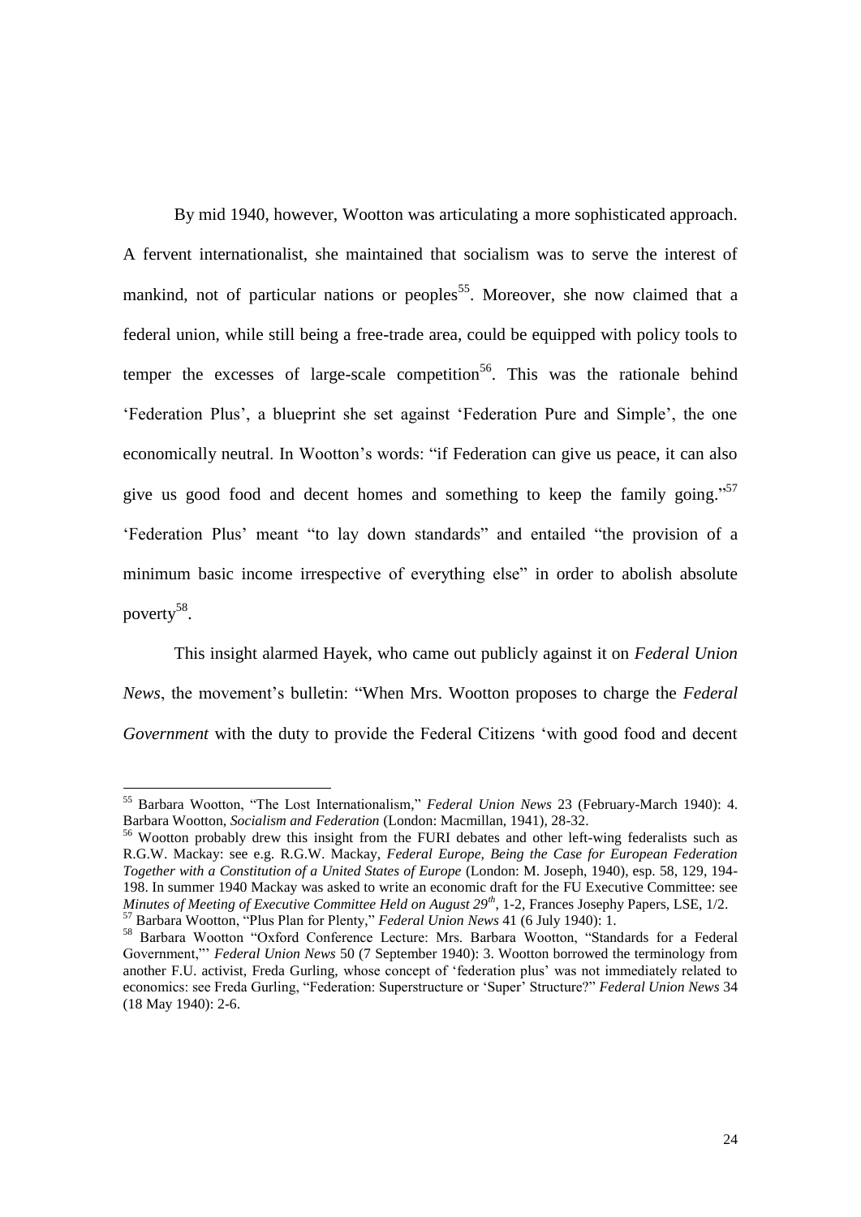By mid 1940, however, Wootton was articulating a more sophisticated approach. A fervent internationalist, she maintained that socialism was to serve the interest of mankind, not of particular nations or peoples[55]. Moreover, she now claimed that a federal union, while still being a free-trade area, could be equipped with policy tools to temper the excesses of large-scale competition[56]. This was the rationale behind 'Federation Plus', a blueprint she set against 'Federation Pure and Simple', the one economically neutral. In Wootton's words: "if Federation can give us peace, it can also give us good food and decent homes and something to keep the family going."[57] 'Federation Plus' meant "to lay down standards" and entailed "the provision of a minimum basic income irrespective of everything else" in order to abolish absolute poverty[58].

This insight alarmed Hayek, who came out publicly against it on *Federal Union News*, the movement's bulletin: "When Mrs. Wootton proposes to charge the *Federal Government* with the duty to provide the Federal Citizens 'with good food and decent

---

[55] Barbara Wootton, "The Lost Internationalism," *Federal Union News* 23 (February-March 1940): 4. Barbara Wootton, *Socialism and Federation* (London: Macmillan, 1941), 28-32.

[56] Wootton probably drew this insight from the FURI debates and other left-wing federalists such as R.G.W. Mackay: see e.g. R.G.W. Mackay, *Federal Europe, Being the Case for European Federation Together with a Constitution of a United States of Europe* (London: M. Joseph, 1940), esp. 58, 129, 194-198. In summer 1940 Mackay was asked to write an economic draft for the FU Executive Committee: see *Minutes of Meeting of Executive Committee Held on August 29th*, 1-2, Frances Josephy Papers, LSE, 1/2.

[57] Barbara Wootton, "Plus Plan for Plenty," *Federal Union News* 41 (6 July 1940): 1.

[58] Barbara Wootton "Oxford Conference Lecture: Mrs. Barbara Wootton, "Standards for a Federal Government,"' *Federal Union News* 50 (7 September 1940): 3. Wootton borrowed the terminology from another F.U. activist, Freda Gurling, whose concept of 'federation plus' was not immediately related to economics: see Freda Gurling, "Federation: Superstructure or 'Super' Structure?" *Federal Union News* 34 (18 May 1940): 2-6.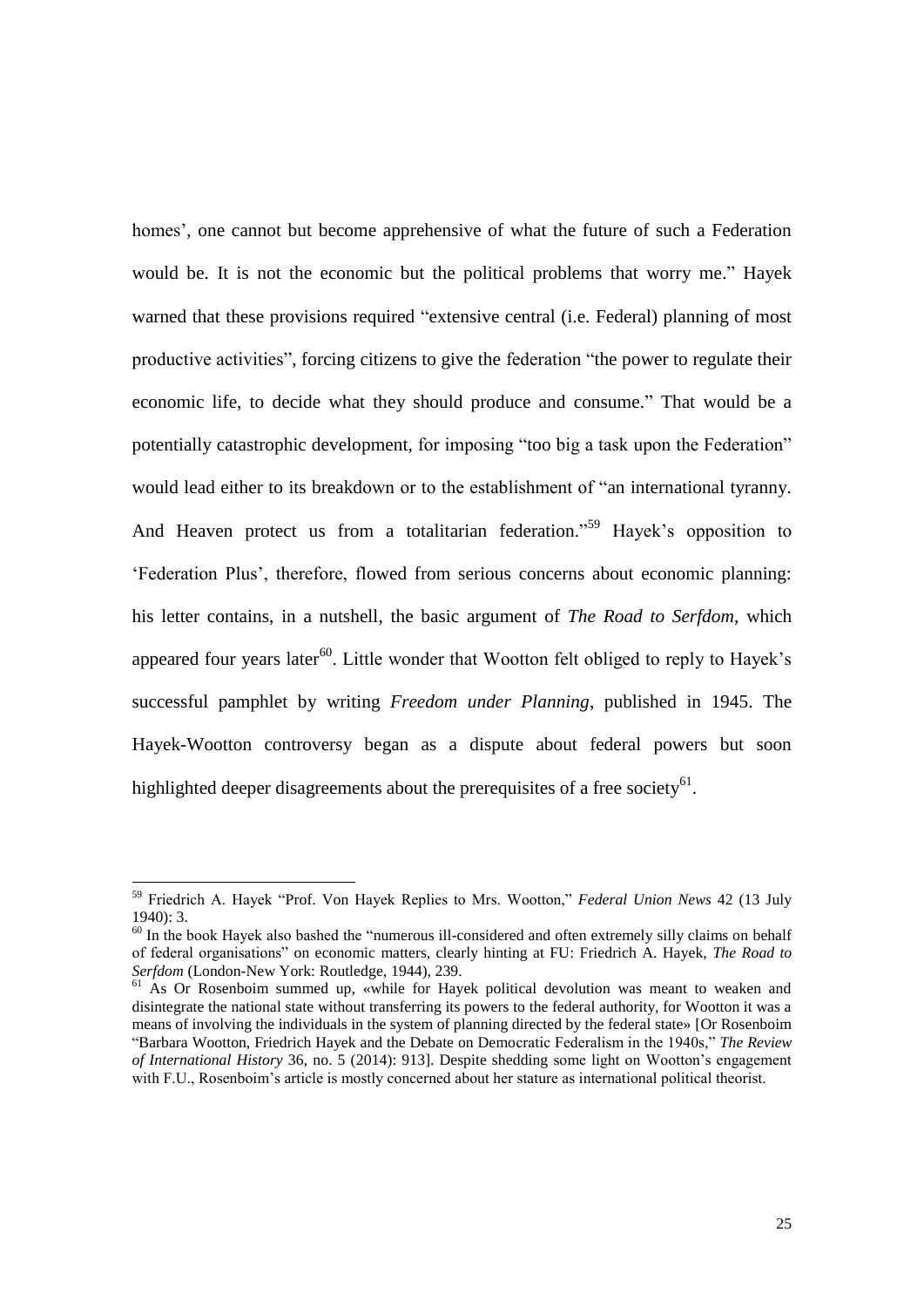homes', one cannot but become apprehensive of what the future of such a Federation would be. It is not the economic but the political problems that worry me." Hayek warned that these provisions required "extensive central (i.e. Federal) planning of most productive activities", forcing citizens to give the federation "the power to regulate their economic life, to decide what they should produce and consume." That would be a potentially catastrophic development, for imposing "too big a task upon the Federation" would lead either to its breakdown or to the establishment of "an international tyranny. And Heaven protect us from a totalitarian federation."[59] Hayek's opposition to 'Federation Plus', therefore, flowed from serious concerns about economic planning: his letter contains, in a nutshell, the basic argument of *The Road to Serfdom*, which appeared four years later[60]. Little wonder that Wootton felt obliged to reply to Hayek's successful pamphlet by writing *Freedom under Planning*, published in 1945. The Hayek-Wootton controversy began as a dispute about federal powers but soon highlighted deeper disagreements about the prerequisites of a free society[61].

---

[59] Friedrich A. Hayek "Prof. Von Hayek Replies to Mrs. Wootton," *Federal Union News* 42 (13 July 1940): 3.

[60] In the book Hayek also bashed the "numerous ill-considered and often extremely silly claims on behalf of federal organisations" on economic matters, clearly hinting at FU: Friedrich A. Hayek, *The Road to Serfdom* (London-New York: Routledge, 1944), 239.

[61] As Or Rosenboim summed up, «while for Hayek political devolution was meant to weaken and disintegrate the national state without transferring its powers to the federal authority, for Wootton it was a means of involving the individuals in the system of planning directed by the federal state» [Or Rosenboim "Barbara Wootton, Friedrich Hayek and the Debate on Democratic Federalism in the 1940s," *The Review of International History* 36, no. 5 (2014): 913]. Despite shedding some light on Wootton's engagement with F.U., Rosenboim's article is mostly concerned about her stature as international political theorist.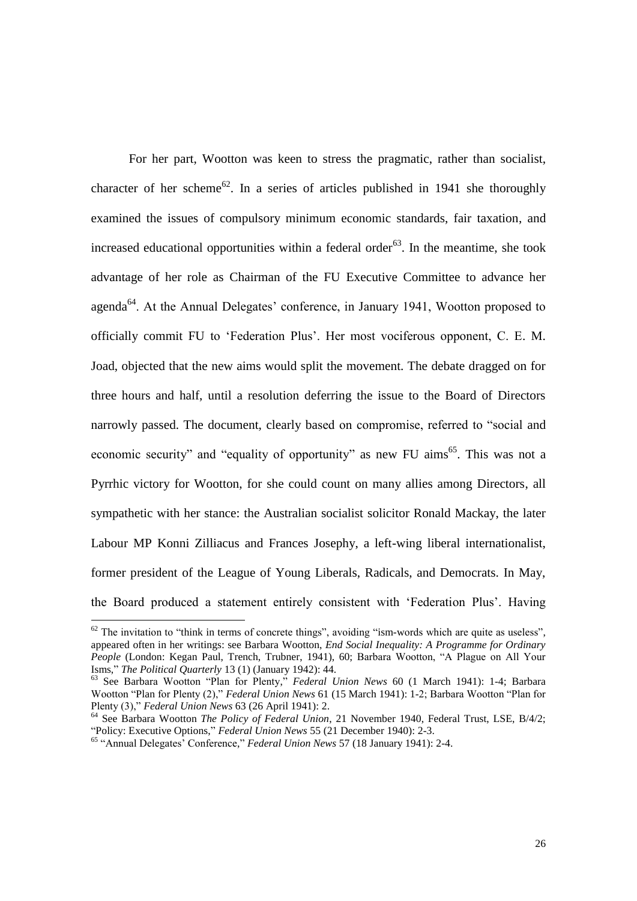For her part, Wootton was keen to stress the pragmatic, rather than socialist, character of her scheme[62]. In a series of articles published in 1941 she thoroughly examined the issues of compulsory minimum economic standards, fair taxation, and increased educational opportunities within a federal order[63]. In the meantime, she took advantage of her role as Chairman of the FU Executive Committee to advance her agenda[64]. At the Annual Delegates' conference, in January 1941, Wootton proposed to officially commit FU to 'Federation Plus'. Her most vociferous opponent, C. E. M. Joad, objected that the new aims would split the movement. The debate dragged on for three hours and half, until a resolution deferring the issue to the Board of Directors narrowly passed. The document, clearly based on compromise, referred to "social and economic security" and "equality of opportunity" as new FU aims[65]. This was not a Pyrrhic victory for Wootton, for she could count on many allies among Directors, all sympathetic with her stance: the Australian socialist solicitor Ronald Mackay, the later Labour MP Konni Zilliacus and Frances Josephy, a left-wing liberal internationalist, former president of the League of Young Liberals, Radicals, and Democrats. In May, the Board produced a statement entirely consistent with 'Federation Plus'. Having

---

[62] The invitation to "think in terms of concrete things", avoiding "ism-words which are quite as useless", appeared often in her writings: see Barbara Wootton, *End Social Inequality: A Programme for Ordinary People* (London: Kegan Paul, Trench, Trubner, 1941), 60; Barbara Wootton, "A Plague on All Your Isms," *The Political Quarterly* 13 (1) (January 1942): 44.

[63] See Barbara Wootton "Plan for Plenty," *Federal Union News* 60 (1 March 1941): 1-4; Barbara Wootton "Plan for Plenty (2)," *Federal Union News* 61 (15 March 1941): 1-2; Barbara Wootton "Plan for Plenty (3)," *Federal Union News* 63 (26 April 1941): 2.

[64] See Barbara Wootton *The Policy of Federal Union*, 21 November 1940, Federal Trust, LSE, B/4/2; "Policy: Executive Options," *Federal Union News* 55 (21 December 1940): 2-3.

[65] "Annual Delegates' Conference," *Federal Union News* 57 (18 January 1941): 2-4.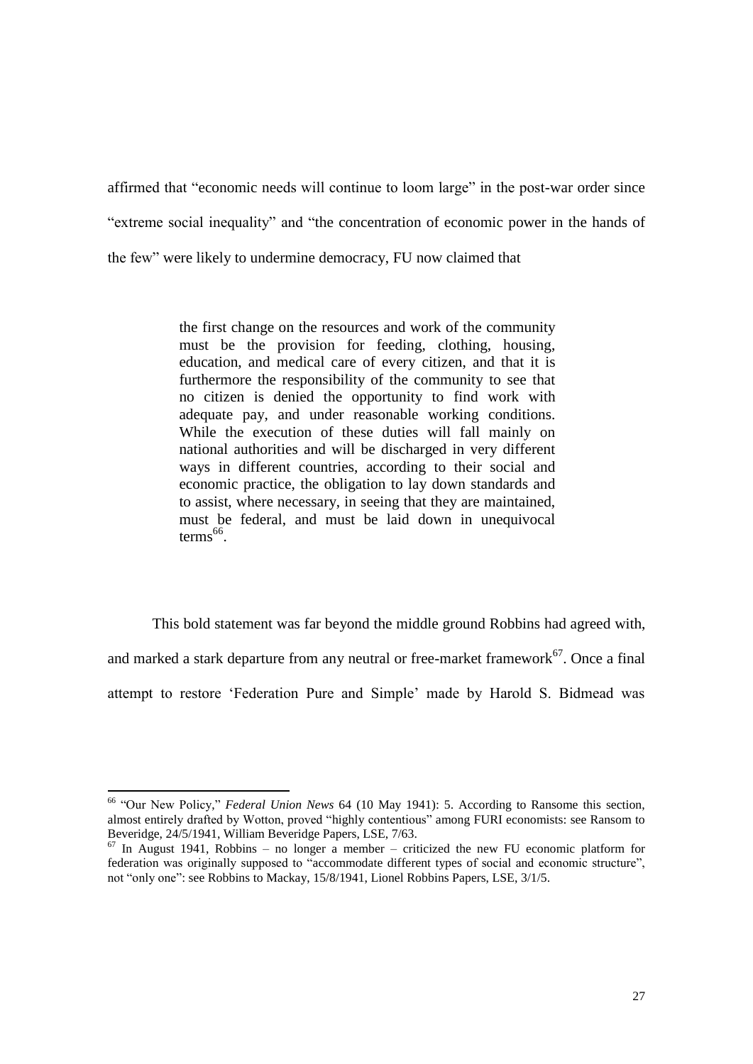affirmed that "economic needs will continue to loom large" in the post-war order since "extreme social inequality" and "the concentration of economic power in the hands of the few" were likely to undermine democracy, FU now claimed that

> the first change on the resources and work of the community must be the provision for feeding, clothing, housing, education, and medical care of every citizen, and that it is furthermore the responsibility of the community to see that no citizen is denied the opportunity to find work with adequate pay, and under reasonable working conditions. While the execution of these duties will fall mainly on national authorities and will be discharged in very different ways in different countries, according to their social and economic practice, the obligation to lay down standards and to assist, where necessary, in seeing that they are maintained, must be federal, and must be laid down in unequivocal terms[66].

This bold statement was far beyond the middle ground Robbins had agreed with, and marked a stark departure from any neutral or free-market framework[67]. Once a final attempt to restore 'Federation Pure and Simple' made by Harold S. Bidmead was

---

[66] "Our New Policy," *Federal Union News* 64 (10 May 1941): 5. According to Ransome this section, almost entirely drafted by Wotton, proved "highly contentious" among FURI economists: see Ransom to Beveridge, 24/5/1941, William Beveridge Papers, LSE, 7/63.

[67] In August 1941, Robbins – no longer a member – criticized the new FU economic platform for federation was originally supposed to "accommodate different types of social and economic structure", not "only one": see Robbins to Mackay, 15/8/1941, Lionel Robbins Papers, LSE, 3/1/5.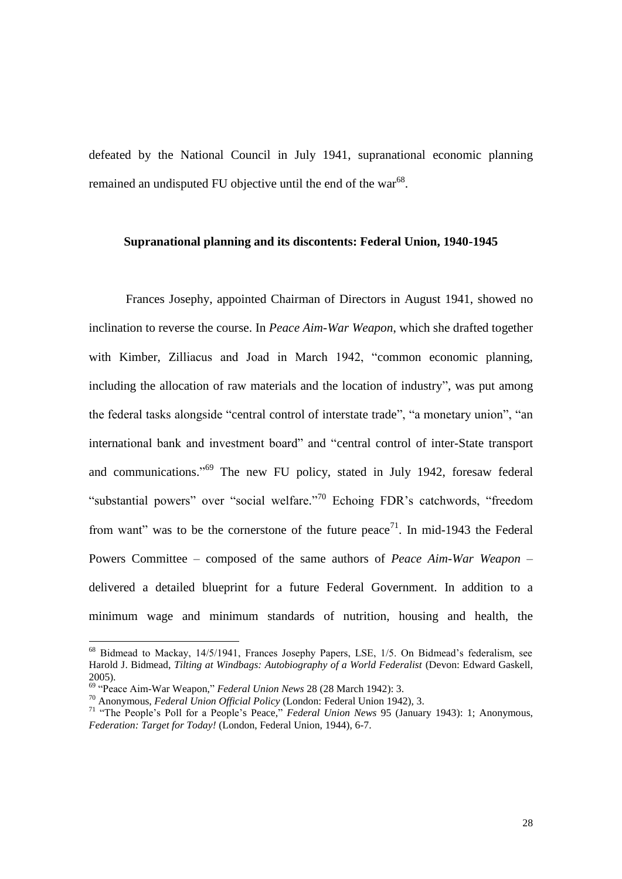defeated by the National Council in July 1941, supranational economic planning remained an undisputed FU objective until the end of the war[68].

**Supranational planning and its discontents: Federal Union, 1940-1945**

Frances Josephy, appointed Chairman of Directors in August 1941, showed no inclination to reverse the course. In *Peace Aim-War Weapon*, which she drafted together with Kimber, Zilliacus and Joad in March 1942, "common economic planning, including the allocation of raw materials and the location of industry", was put among the federal tasks alongside "central control of interstate trade", "a monetary union", "an international bank and investment board" and "central control of inter-State transport and communications."[69] The new FU policy, stated in July 1942, foresaw federal "substantial powers" over "social welfare."[70] Echoing FDR's catchwords, "freedom from want" was to be the cornerstone of the future peace[71]. In mid-1943 the Federal Powers Committee – composed of the same authors of *Peace Aim-War Weapon* – delivered a detailed blueprint for a future Federal Government. In addition to a minimum wage and minimum standards of nutrition, housing and health, the

---

[68] Bidmead to Mackay, 14/5/1941, Frances Josephy Papers, LSE, 1/5. On Bidmead's federalism, see Harold J. Bidmead, *Tilting at Windbags: Autobiography of a World Federalist* (Devon: Edward Gaskell, 2005).

[69] "Peace Aim-War Weapon," *Federal Union News* 28 (28 March 1942): 3.

[70] Anonymous, *Federal Union Official Policy* (London: Federal Union 1942), 3.

[71] "The People's Poll for a People's Peace," *Federal Union News* 95 (January 1943): 1; Anonymous, *Federation: Target for Today!* (London, Federal Union, 1944), 6-7.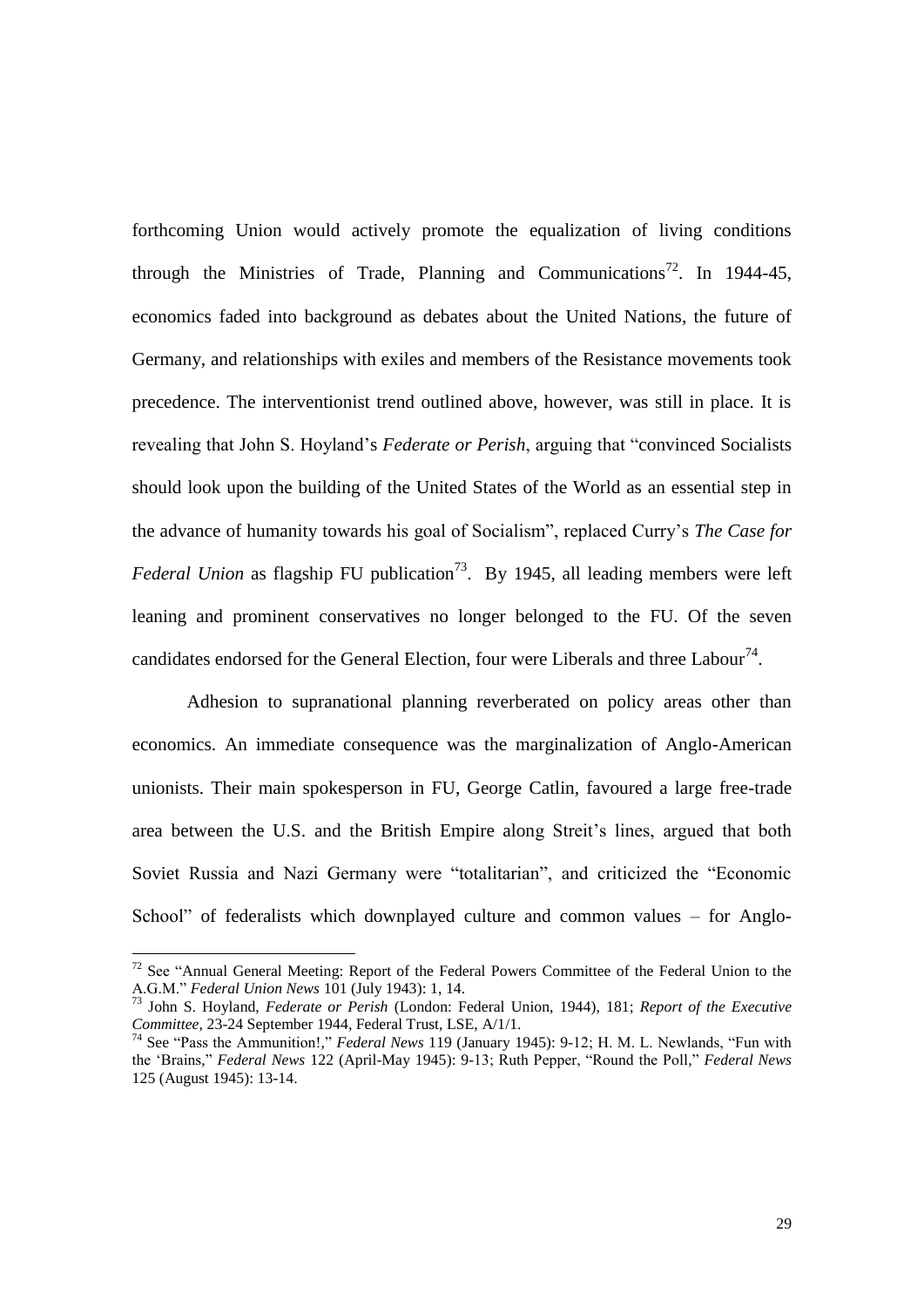forthcoming Union would actively promote the equalization of living conditions through the Ministries of Trade, Planning and Communications[72]. In 1944-45, economics faded into background as debates about the United Nations, the future of Germany, and relationships with exiles and members of the Resistance movements took precedence. The interventionist trend outlined above, however, was still in place. It is revealing that John S. Hoyland's *Federate or Perish*, arguing that "convinced Socialists should look upon the building of the United States of the World as an essential step in the advance of humanity towards his goal of Socialism", replaced Curry's *The Case for Federal Union* as flagship FU publication[73]. By 1945, all leading members were left leaning and prominent conservatives no longer belonged to the FU. Of the seven candidates endorsed for the General Election, four were Liberals and three Labour[74].

Adhesion to supranational planning reverberated on policy areas other than economics. An immediate consequence was the marginalization of Anglo-American unionists. Their main spokesperson in FU, George Catlin, favoured a large free-trade area between the U.S. and the British Empire along Streit's lines, argued that both Soviet Russia and Nazi Germany were "totalitarian", and criticized the "Economic School" of federalists which downplayed culture and common values – for Anglo-

---

[72] See "Annual General Meeting: Report of the Federal Powers Committee of the Federal Union to the A.G.M." *Federal Union News* 101 (July 1943): 1, 14.

[73] John S. Hoyland, *Federate or Perish* (London: Federal Union, 1944), 181; *Report of the Executive Committee*, 23-24 September 1944, Federal Trust, LSE, A/1/1.

[74] See "Pass the Ammunition!," *Federal News* 119 (January 1945): 9-12; H. M. L. Newlands, "Fun with the 'Brains," *Federal News* 122 (April-May 1945): 9-13; Ruth Pepper, "Round the Poll," *Federal News* 125 (August 1945): 13-14.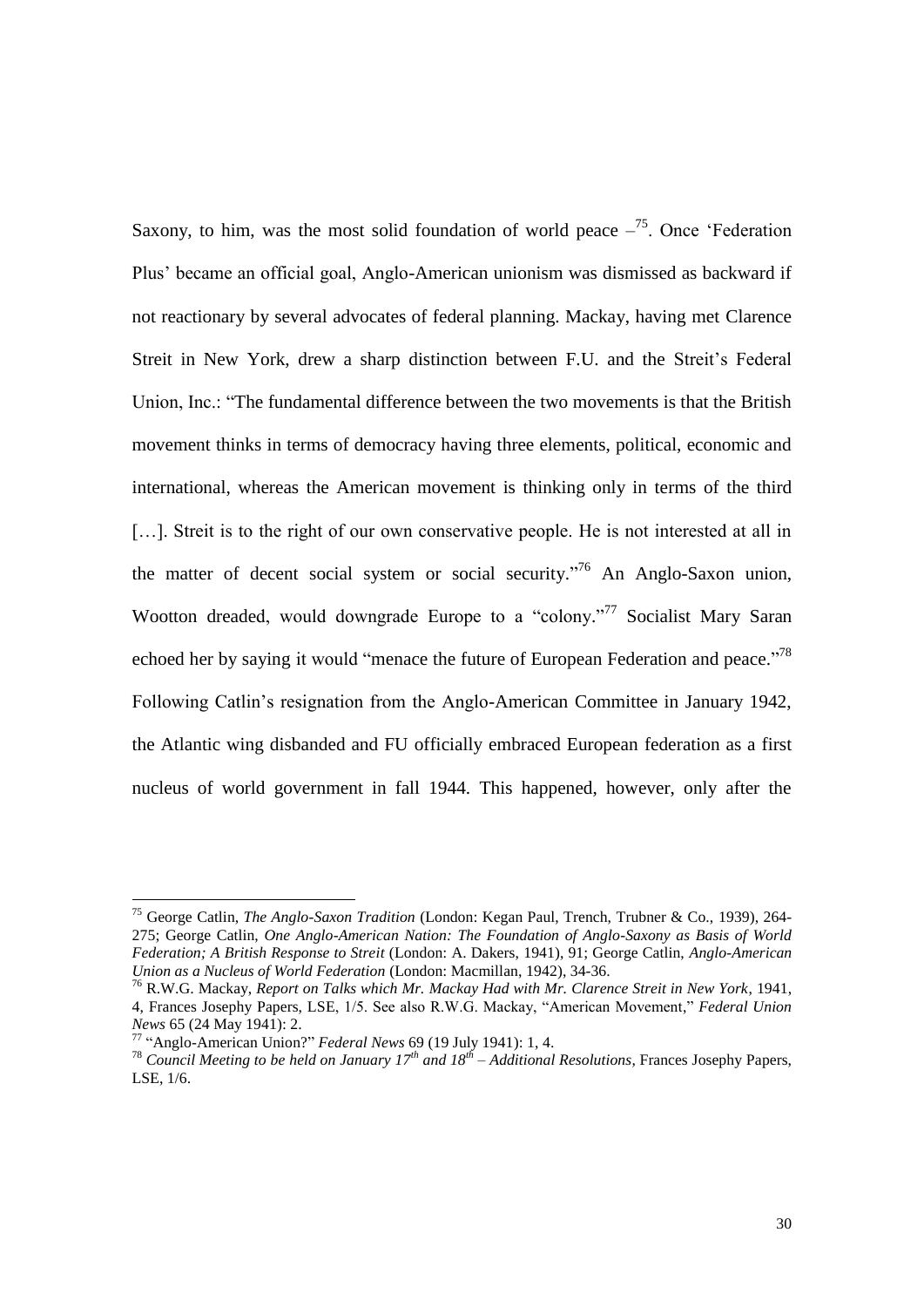Saxony, to him, was the most solid foundation of world peace –[75]. Once 'Federation Plus' became an official goal, Anglo-American unionism was dismissed as backward if not reactionary by several advocates of federal planning. Mackay, having met Clarence Streit in New York, drew a sharp distinction between F.U. and the Streit's Federal Union, Inc.: "The fundamental difference between the two movements is that the British movement thinks in terms of democracy having three elements, political, economic and international, whereas the American movement is thinking only in terms of the third [...]. Streit is to the right of our own conservative people. He is not interested at all in the matter of decent social system or social security."[76] An Anglo-Saxon union, Wootton dreaded, would downgrade Europe to a "colony."[77] Socialist Mary Saran echoed her by saying it would "menace the future of European Federation and peace."[78] Following Catlin's resignation from the Anglo-American Committee in January 1942, the Atlantic wing disbanded and FU officially embraced European federation as a first nucleus of world government in fall 1944. This happened, however, only after the

---

[75] George Catlin, *The Anglo-Saxon Tradition* (London: Kegan Paul, Trench, Trubner & Co., 1939), 264-275; George Catlin, *One Anglo-American Nation: The Foundation of Anglo-Saxony as Basis of World Federation; A British Response to Streit* (London: A. Dakers, 1941), 91; George Catlin, *Anglo-American Union as a Nucleus of World Federation* (London: Macmillan, 1942), 34-36.

[76] R.W.G. Mackay, *Report on Talks which Mr. Mackay Had with Mr. Clarence Streit in New York*, 1941, 4, Frances Josephy Papers, LSE, 1/5. See also R.W.G. Mackay, "American Movement," *Federal Union News* 65 (24 May 1941): 2.

[77] "Anglo-American Union?" *Federal News* 69 (19 July 1941): 1, 4.

[78] *Council Meeting to be held on January 17th and 18th – Additional Resolutions*, Frances Josephy Papers, LSE, 1/6.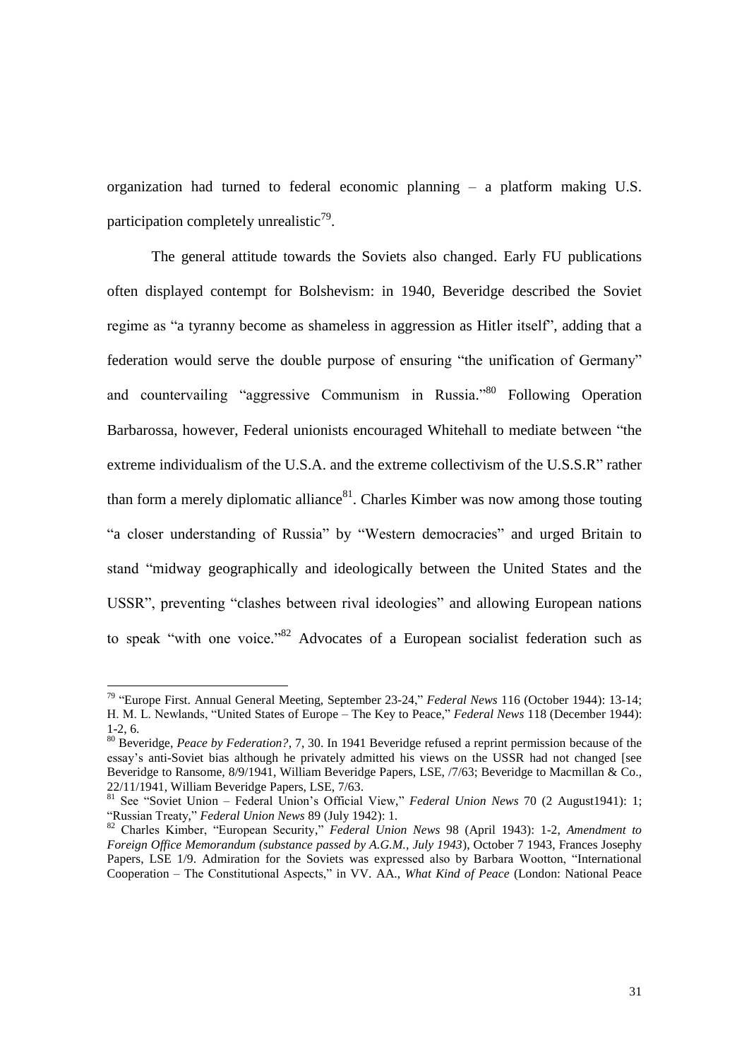organization had turned to federal economic planning – a platform making U.S. participation completely unrealistic[79].

The general attitude towards the Soviets also changed. Early FU publications often displayed contempt for Bolshevism: in 1940, Beveridge described the Soviet regime as "a tyranny become as shameless in aggression as Hitler itself", adding that a federation would serve the double purpose of ensuring "the unification of Germany" and countervailing "aggressive Communism in Russia."[80] Following Operation Barbarossa, however, Federal unionists encouraged Whitehall to mediate between "the extreme individualism of the U.S.A. and the extreme collectivism of the U.S.S.R" rather than form a merely diplomatic alliance[81]. Charles Kimber was now among those touting "a closer understanding of Russia" by "Western democracies" and urged Britain to stand "midway geographically and ideologically between the United States and the USSR", preventing "clashes between rival ideologies" and allowing European nations to speak "with one voice."[82] Advocates of a European socialist federation such as

---

[79] "Europe First. Annual General Meeting, September 23-24," *Federal News* 116 (October 1944): 13-14; H. M. L. Newlands, "United States of Europe – The Key to Peace," *Federal News* 118 (December 1944): 1-2, 6.

[80] Beveridge, *Peace by Federation?*, 7, 30. In 1941 Beveridge refused a reprint permission because of the essay's anti-Soviet bias although he privately admitted his views on the USSR had not changed [see Beveridge to Ransome, 8/9/1941, William Beveridge Papers, LSE, /7/63; Beveridge to Macmillan & Co., 22/11/1941, William Beveridge Papers, LSE, 7/63.

[81] See "Soviet Union – Federal Union's Official View," *Federal Union News* 70 (2 August1941): 1; "Russian Treaty," *Federal Union News* 89 (July 1942): 1.

[82] Charles Kimber, "European Security," *Federal Union News* 98 (April 1943): 1-2, *Amendment to Foreign Office Memorandum (substance passed by A.G.M., July 1943)*, October 7 1943, Frances Josephy Papers, LSE 1/9. Admiration for the Soviets was expressed also by Barbara Wootton, "International Cooperation – The Constitutional Aspects," in VV. AA., *What Kind of Peace* (London: National Peace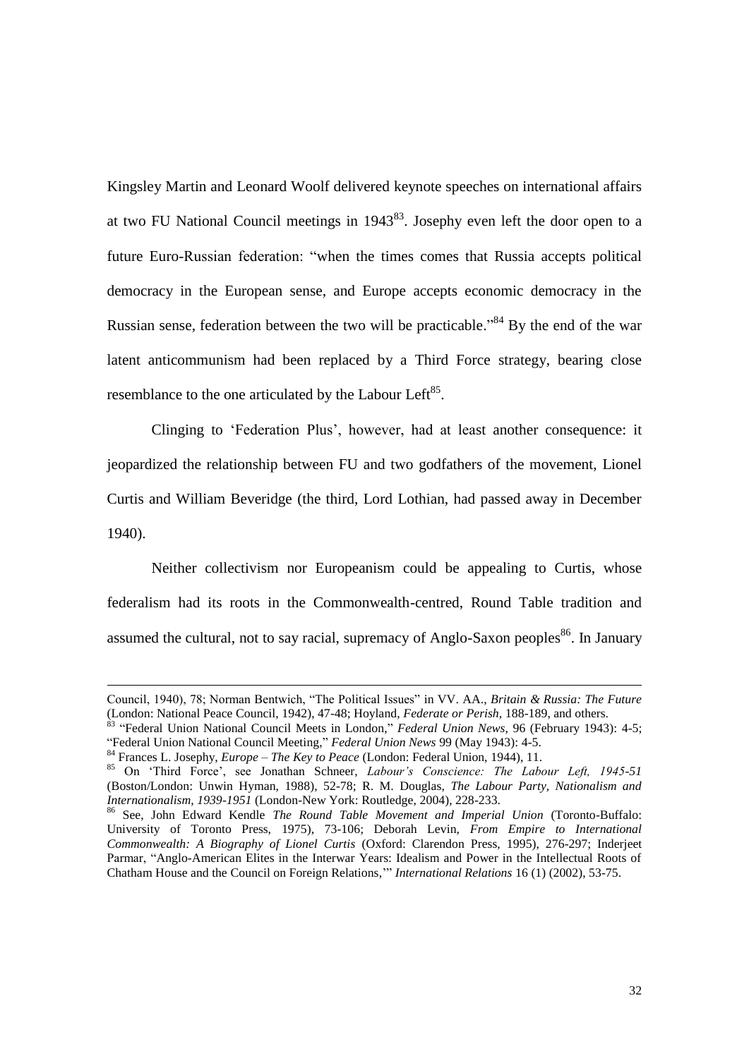Kingsley Martin and Leonard Woolf delivered keynote speeches on international affairs at two FU National Council meetings in 1943[83]. Josephy even left the door open to a future Euro-Russian federation: "when the times comes that Russia accepts political democracy in the European sense, and Europe accepts economic democracy in the Russian sense, federation between the two will be practicable."[84] By the end of the war latent anticommunism had been replaced by a Third Force strategy, bearing close resemblance to the one articulated by the Labour Left[85].

Clinging to 'Federation Plus', however, had at least another consequence: it jeopardized the relationship between FU and two godfathers of the movement, Lionel Curtis and William Beveridge (the third, Lord Lothian, had passed away in December 1940).

Neither collectivism nor Europeanism could be appealing to Curtis, whose federalism had its roots in the Commonwealth-centred, Round Table tradition and assumed the cultural, not to say racial, supremacy of Anglo-Saxon peoples[86]. In January

---

Council, 1940), 78; Norman Bentwich, "The Political Issues" in VV. AA., *Britain & Russia: The Future* (London: National Peace Council, 1942), 47-48; Hoyland, *Federate or Perish*, 188-189, and others.

[83] "Federal Union National Council Meets in London," *Federal Union News*, 96 (February 1943): 4-5; "Federal Union National Council Meeting," *Federal Union News* 99 (May 1943): 4-5.

[84] Frances L. Josephy, *Europe – The Key to Peace* (London: Federal Union, 1944), 11.

[85] On 'Third Force', see Jonathan Schneer, *Labour's Conscience: The Labour Left, 1945-51* (Boston/London: Unwin Hyman, 1988), 52-78; R. M. Douglas, *The Labour Party, Nationalism and Internationalism, 1939-1951* (London-New York: Routledge, 2004), 228-233.

[86] See, John Edward Kendle *The Round Table Movement and Imperial Union* (Toronto-Buffalo: University of Toronto Press, 1975), 73-106; Deborah Levin, *From Empire to International Commonwealth: A Biography of Lionel Curtis* (Oxford: Clarendon Press, 1995), 276-297; Inderjeet Parmar, "Anglo-American Elites in the Interwar Years: Idealism and Power in the Intellectual Roots of Chatham House and the Council on Foreign Relations,'" *International Relations* 16 (1) (2002), 53-75.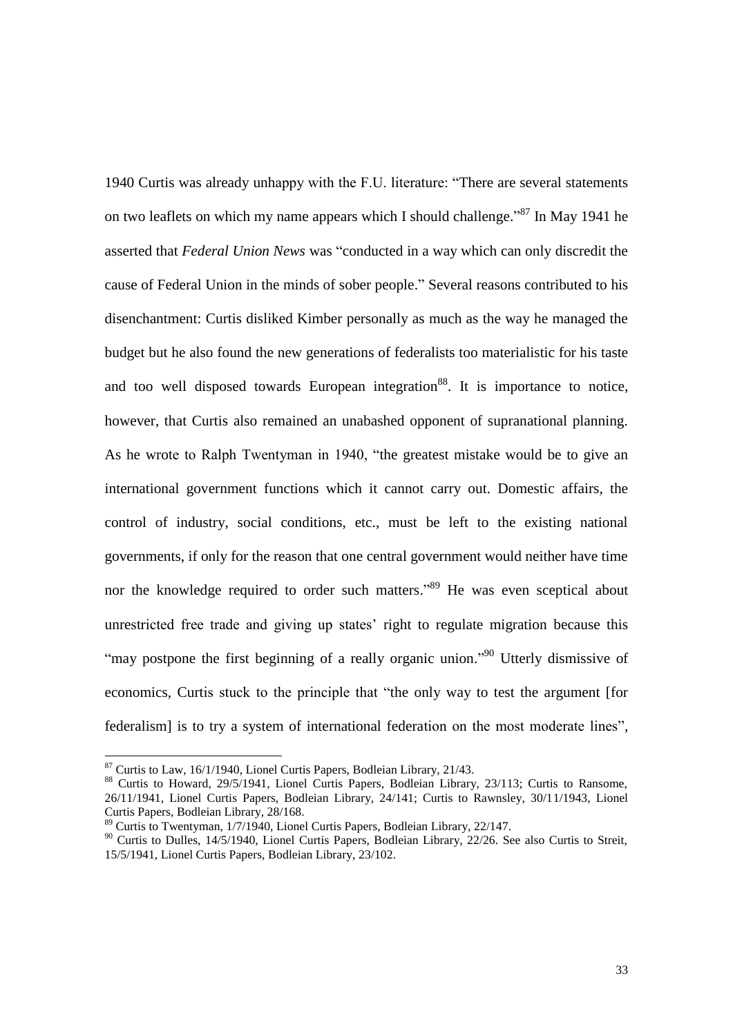1940 Curtis was already unhappy with the F.U. literature: "There are several statements on two leaflets on which my name appears which I should challenge."[87] In May 1941 he asserted that *Federal Union News* was "conducted in a way which can only discredit the cause of Federal Union in the minds of sober people." Several reasons contributed to his disenchantment: Curtis disliked Kimber personally as much as the way he managed the budget but he also found the new generations of federalists too materialistic for his taste and too well disposed towards European integration[88]. It is importance to notice, however, that Curtis also remained an unabashed opponent of supranational planning. As he wrote to Ralph Twentyman in 1940, "the greatest mistake would be to give an international government functions which it cannot carry out. Domestic affairs, the control of industry, social conditions, etc., must be left to the existing national governments, if only for the reason that one central government would neither have time nor the knowledge required to order such matters."[89] He was even sceptical about unrestricted free trade and giving up states' right to regulate migration because this "may postpone the first beginning of a really organic union."[90] Utterly dismissive of economics, Curtis stuck to the principle that "the only way to test the argument [for federalism] is to try a system of international federation on the most moderate lines",

---

[87] Curtis to Law, 16/1/1940, Lionel Curtis Papers, Bodleian Library, 21/43.

[88] Curtis to Howard, 29/5/1941, Lionel Curtis Papers, Bodleian Library, 23/113; Curtis to Ransome, 26/11/1941, Lionel Curtis Papers, Bodleian Library, 24/141; Curtis to Rawnsley, 30/11/1943, Lionel Curtis Papers, Bodleian Library, 28/168.

[89] Curtis to Twentyman, 1/7/1940, Lionel Curtis Papers, Bodleian Library, 22/147.

[90] Curtis to Dulles, 14/5/1940, Lionel Curtis Papers, Bodleian Library, 22/26. See also Curtis to Streit, 15/5/1941, Lionel Curtis Papers, Bodleian Library, 23/102.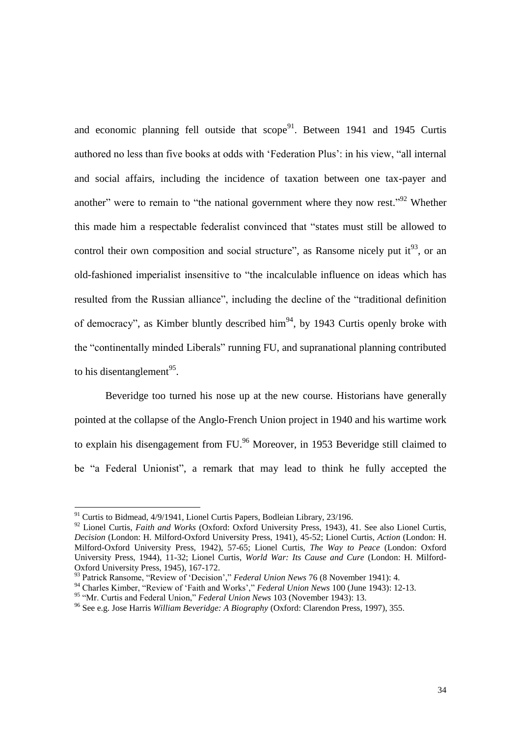and economic planning fell outside that scope[91]. Between 1941 and 1945 Curtis authored no less than five books at odds with 'Federation Plus': in his view, "all internal and social affairs, including the incidence of taxation between one tax-payer and another" were to remain to "the national government where they now rest."[92] Whether this made him a respectable federalist convinced that "states must still be allowed to control their own composition and social structure", as Ransome nicely put it[93], or an old-fashioned imperialist insensitive to "the incalculable influence on ideas which has resulted from the Russian alliance", including the decline of the "traditional definition of democracy", as Kimber bluntly described him[94], by 1943 Curtis openly broke with the "continentally minded Liberals" running FU, and supranational planning contributed to his disentanglement[95].

Beveridge too turned his nose up at the new course. Historians have generally pointed at the collapse of the Anglo-French Union project in 1940 and his wartime work to explain his disengagement from FU.[96] Moreover, in 1953 Beveridge still claimed to be "a Federal Unionist", a remark that may lead to think he fully accepted the

---

[91] Curtis to Bidmead, 4/9/1941, Lionel Curtis Papers, Bodleian Library, 23/196.

[92] Lionel Curtis, *Faith and Works* (Oxford: Oxford University Press, 1943), 41. See also Lionel Curtis, *Decision* (London: H. Milford-Oxford University Press, 1941), 45-52; Lionel Curtis, *Action* (London: H. Milford-Oxford University Press, 1942), 57-65; Lionel Curtis, *The Way to Peace* (London: Oxford University Press, 1944), 11-32; Lionel Curtis, *World War: Its Cause and Cure* (London: H. Milford-Oxford University Press, 1945), 167-172.

[93] Patrick Ransome, "Review of 'Decision'," *Federal Union News* 76 (8 November 1941): 4.

[94] Charles Kimber, "Review of 'Faith and Works'," *Federal Union News* 100 (June 1943): 12-13.

[95] "Mr. Curtis and Federal Union," *Federal Union News* 103 (November 1943): 13.

[96] See e.g. Jose Harris *William Beveridge: A Biography* (Oxford: Clarendon Press, 1997), 355.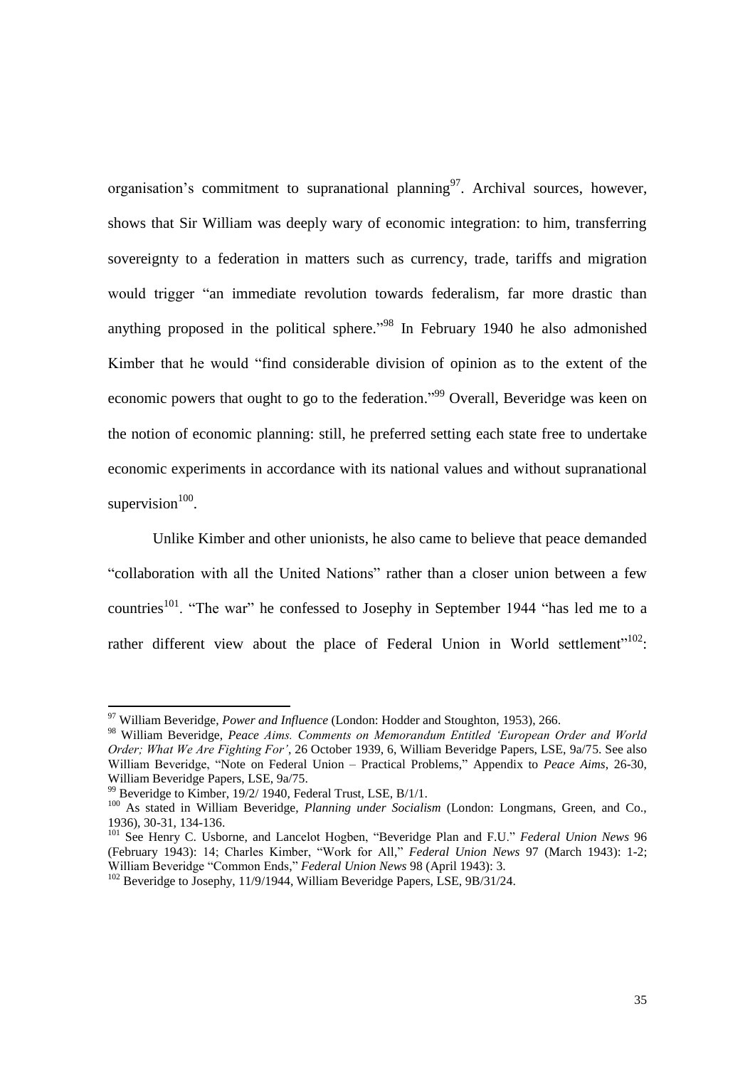organisation's commitment to supranational planning[97]. Archival sources, however, shows that Sir William was deeply wary of economic integration: to him, transferring sovereignty to a federation in matters such as currency, trade, tariffs and migration would trigger "an immediate revolution towards federalism, far more drastic than anything proposed in the political sphere."[98] In February 1940 he also admonished Kimber that he would "find considerable division of opinion as to the extent of the economic powers that ought to go to the federation."[99] Overall, Beveridge was keen on the notion of economic planning: still, he preferred setting each state free to undertake economic experiments in accordance with its national values and without supranational supervision[100].

Unlike Kimber and other unionists, he also came to believe that peace demanded "collaboration with all the United Nations" rather than a closer union between a few countries[101]. "The war" he confessed to Josephy in September 1944 "has led me to a rather different view about the place of Federal Union in World settlement"[102]:

---

[97] William Beveridge, *Power and Influence* (London: Hodder and Stoughton, 1953), 266.

[98] William Beveridge, *Peace Aims. Comments on Memorandum Entitled 'European Order and World Order; What We Are Fighting For'*, 26 October 1939, 6, William Beveridge Papers, LSE, 9a/75. See also William Beveridge, "Note on Federal Union – Practical Problems," Appendix to *Peace Aims*, 26-30, William Beveridge Papers, LSE, 9a/75.

[99] Beveridge to Kimber, 19/2/ 1940, Federal Trust, LSE, B/1/1.

[100] As stated in William Beveridge, *Planning under Socialism* (London: Longmans, Green, and Co., 1936), 30-31, 134-136.

[101] See Henry C. Usborne, and Lancelot Hogben, "Beveridge Plan and F.U." *Federal Union News* 96 (February 1943): 14; Charles Kimber, "Work for All," *Federal Union News* 97 (March 1943): 1-2; William Beveridge "Common Ends," *Federal Union News* 98 (April 1943): 3.

[102] Beveridge to Josephy, 11/9/1944, William Beveridge Papers, LSE, 9B/31/24.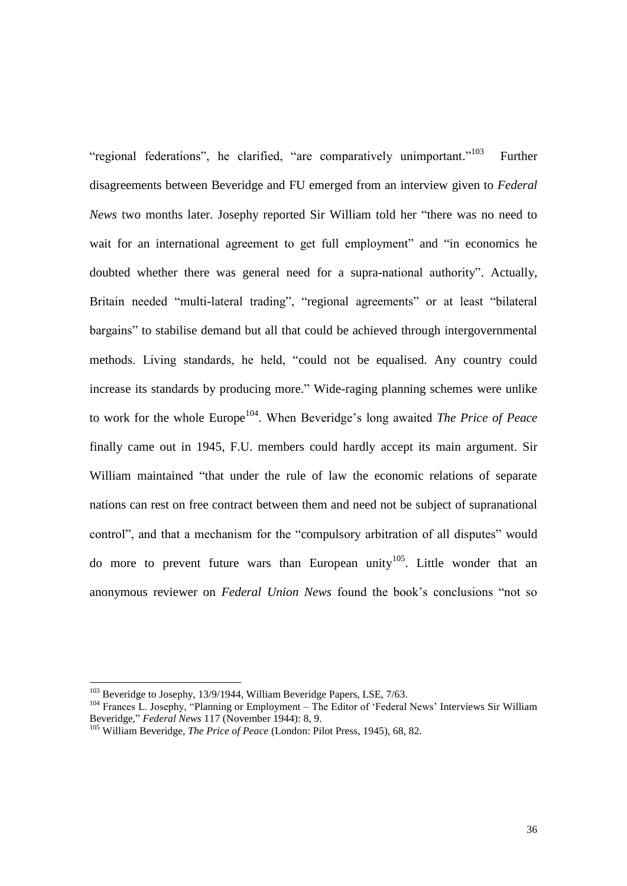"regional federations", he clarified, "are comparatively unimportant."[103] Further disagreements between Beveridge and FU emerged from an interview given to *Federal News* two months later. Josephy reported Sir William told her "there was no need to wait for an international agreement to get full employment" and "in economics he doubted whether there was general need for a supra-national authority". Actually, Britain needed "multi-lateral trading", "regional agreements" or at least "bilateral bargains" to stabilise demand but all that could be achieved through intergovernmental methods. Living standards, he held, "could not be equalised. Any country could increase its standards by producing more." Wide-raging planning schemes were unlike to work for the whole Europe[104]. When Beveridge's long awaited *The Price of Peace* finally came out in 1945, F.U. members could hardly accept its main argument. Sir William maintained "that under the rule of law the economic relations of separate nations can rest on free contract between them and need not be subject of supranational control", and that a mechanism for the "compulsory arbitration of all disputes" would do more to prevent future wars than European unity[105]. Little wonder that an anonymous reviewer on *Federal Union News* found the book's conclusions "not so

---

[103] Beveridge to Josephy, 13/9/1944, William Beveridge Papers, LSE, 7/63.

[104] Frances L. Josephy, "Planning or Employment – The Editor of 'Federal News' Interviews Sir William Beveridge," *Federal News* 117 (November 1944): 8, 9.

[105] William Beveridge, *The Price of Peace* (London: Pilot Press, 1945), 68, 82.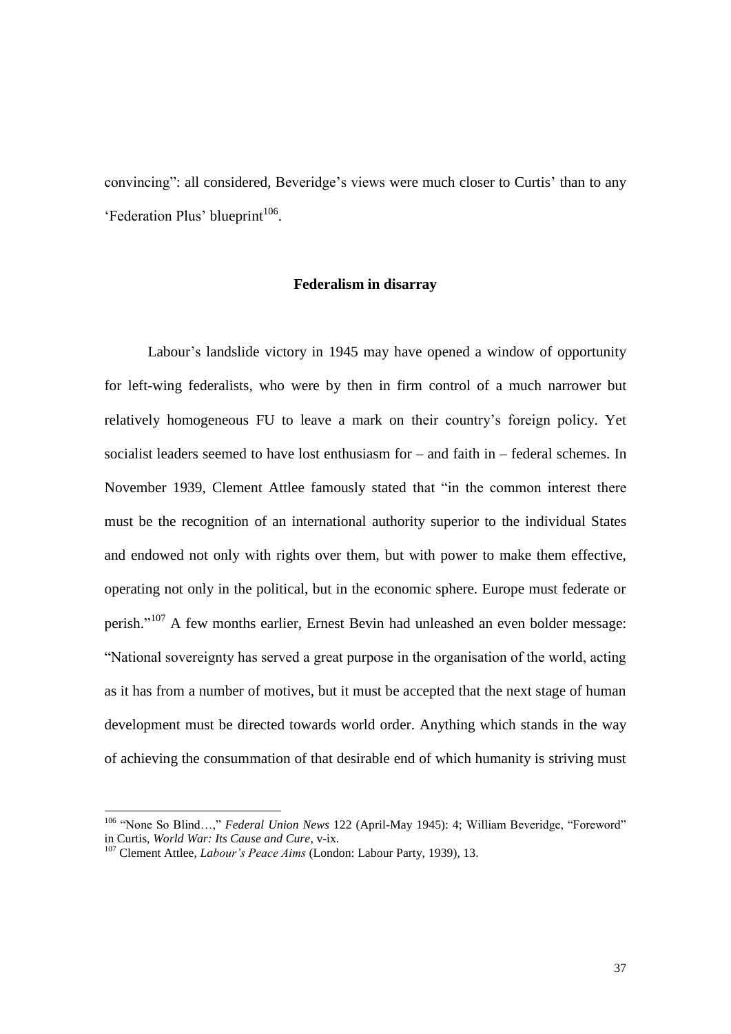convincing": all considered, Beveridge's views were much closer to Curtis' than to any 'Federation Plus' blueprint[106].

## Federalism in disarray

Labour's landslide victory in 1945 may have opened a window of opportunity for left-wing federalists, who were by then in firm control of a much narrower but relatively homogeneous FU to leave a mark on their country's foreign policy. Yet socialist leaders seemed to have lost enthusiasm for – and faith in – federal schemes. In November 1939, Clement Attlee famously stated that "in the common interest there must be the recognition of an international authority superior to the individual States and endowed not only with rights over them, but with power to make them effective, operating not only in the political, but in the economic sphere. Europe must federate or perish."[107] A few months earlier, Ernest Bevin had unleashed an even bolder message: "National sovereignty has served a great purpose in the organisation of the world, acting as it has from a number of motives, but it must be accepted that the next stage of human development must be directed towards world order. Anything which stands in the way of achieving the consummation of that desirable end of which humanity is striving must

---

[106] "None So Blind…," *Federal Union News* 122 (April-May 1945): 4; William Beveridge, "Foreword" in Curtis, *World War: Its Cause and Cure*, v-ix.

[107] Clement Attlee, *Labour's Peace Aims* (London: Labour Party, 1939), 13.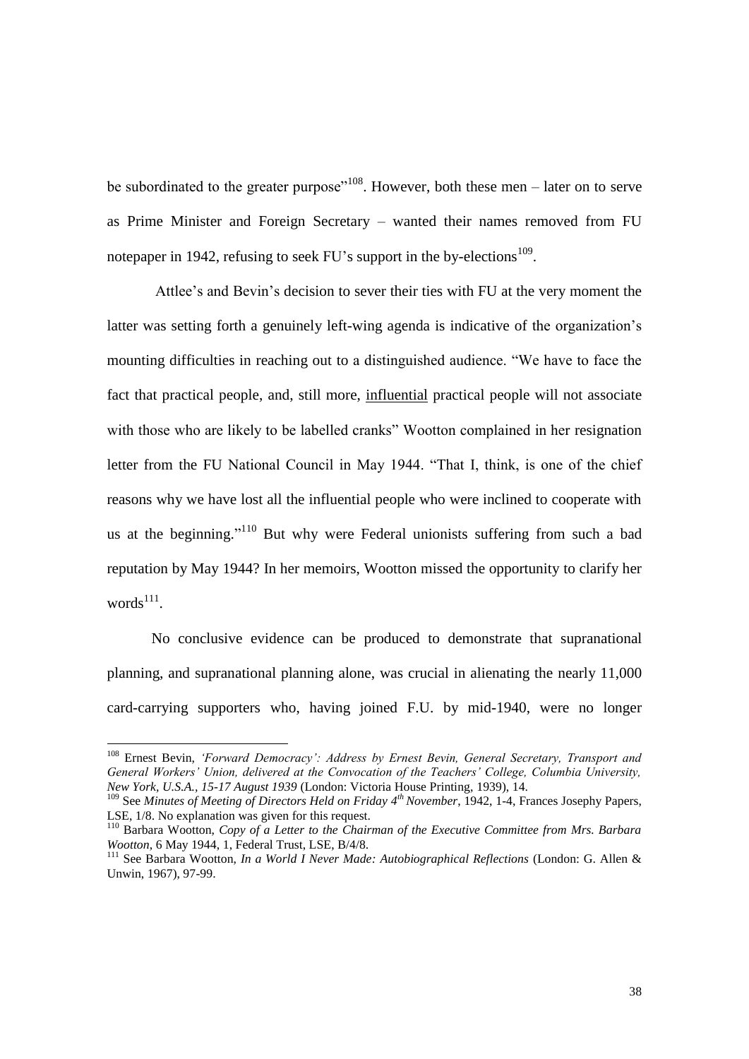be subordinated to the greater purpose"[108]. However, both these men – later on to serve as Prime Minister and Foreign Secretary – wanted their names removed from FU notepaper in 1942, refusing to seek FU's support in the by-elections[109].

Attlee's and Bevin's decision to sever their ties with FU at the very moment the latter was setting forth a genuinely left-wing agenda is indicative of the organization's mounting difficulties in reaching out to a distinguished audience. "We have to face the fact that practical people, and, still more, <u>influential</u> practical people will not associate with those who are likely to be labelled cranks" Wootton complained in her resignation letter from the FU National Council in May 1944. "That I, think, is one of the chief reasons why we have lost all the influential people who were inclined to cooperate with us at the beginning."[110] But why were Federal unionists suffering from such a bad reputation by May 1944? In her memoirs, Wootton missed the opportunity to clarify her words[111].

No conclusive evidence can be produced to demonstrate that supranational planning, and supranational planning alone, was crucial in alienating the nearly 11,000 card-carrying supporters who, having joined F.U. by mid-1940, were no longer

---

[108] Ernest Bevin, *'Forward Democracy': Address by Ernest Bevin, General Secretary, Transport and General Workers' Union, delivered at the Convocation of the Teachers' College, Columbia University, New York, U.S.A., 15-17 August 1939* (London: Victoria House Printing, 1939), 14.

[109] See *Minutes of Meeting of Directors Held on Friday 4th November*, 1942, 1-4, Frances Josephy Papers, LSE, 1/8. No explanation was given for this request.

[110] Barbara Wootton, *Copy of a Letter to the Chairman of the Executive Committee from Mrs. Barbara Wootton*, 6 May 1944, 1, Federal Trust, LSE, B/4/8.

[111] See Barbara Wootton, *In a World I Never Made: Autobiographical Reflections* (London: G. Allen & Unwin, 1967), 97-99.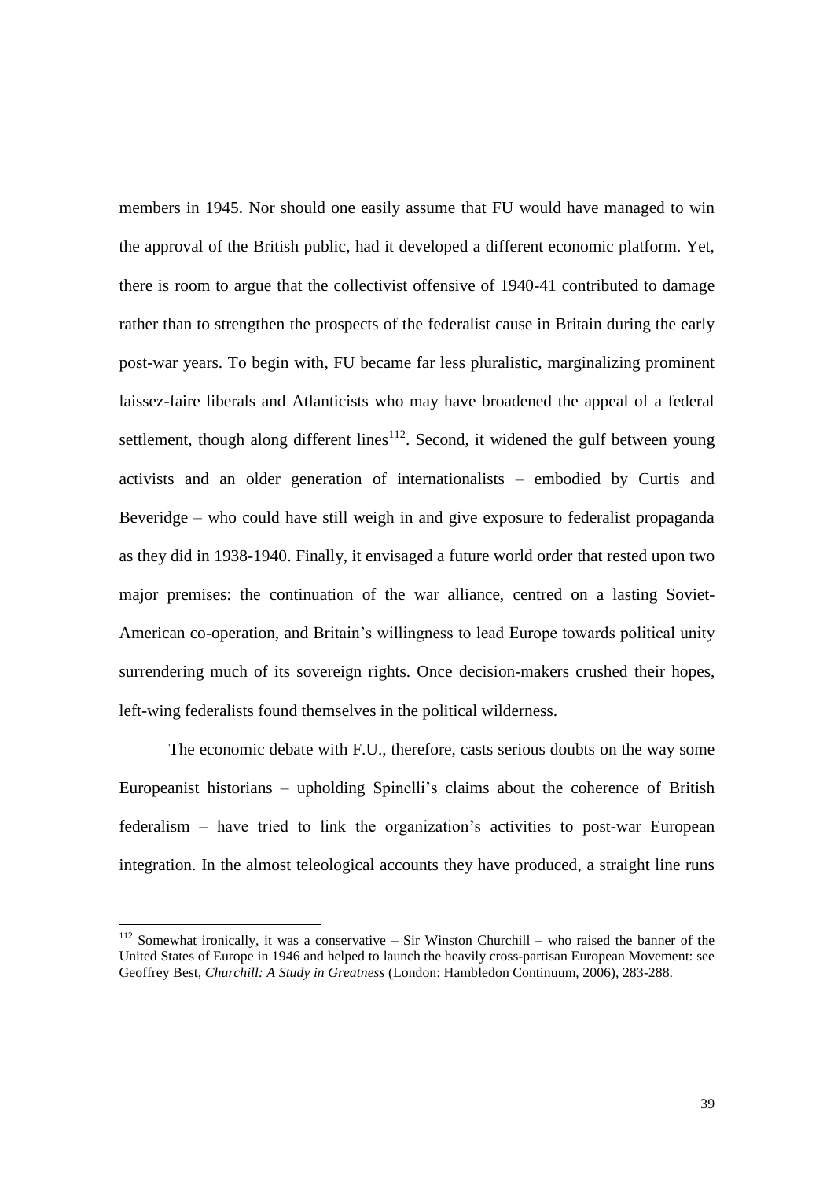members in 1945. Nor should one easily assume that FU would have managed to win the approval of the British public, had it developed a different economic platform. Yet, there is room to argue that the collectivist offensive of 1940-41 contributed to damage rather than to strengthen the prospects of the federalist cause in Britain during the early post-war years. To begin with, FU became far less pluralistic, marginalizing prominent laissez-faire liberals and Atlanticists who may have broadened the appeal of a federal settlement, though along different lines[112]. Second, it widened the gulf between young activists and an older generation of internationalists – embodied by Curtis and Beveridge – who could have still weigh in and give exposure to federalist propaganda as they did in 1938-1940. Finally, it envisaged a future world order that rested upon two major premises: the continuation of the war alliance, centred on a lasting Soviet-American co-operation, and Britain's willingness to lead Europe towards political unity surrendering much of its sovereign rights. Once decision-makers crushed their hopes, left-wing federalists found themselves in the political wilderness.

The economic debate with F.U., therefore, casts serious doubts on the way some Europeanist historians – upholding Spinelli's claims about the coherence of British federalism – have tried to link the organization's activities to post-war European integration. In the almost teleological accounts they have produced, a straight line runs

---

[112] Somewhat ironically, it was a conservative – Sir Winston Churchill – who raised the banner of the United States of Europe in 1946 and helped to launch the heavily cross-partisan European Movement: see Geoffrey Best, *Churchill: A Study in Greatness* (London: Hambledon Continuum, 2006), 283-288.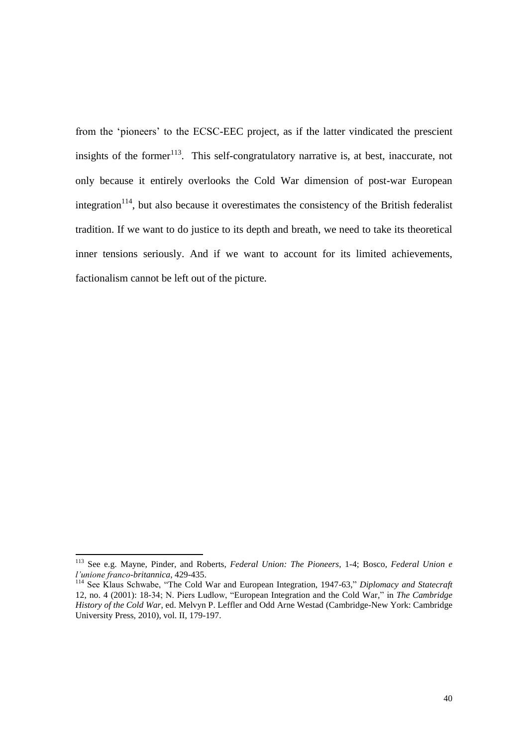from the 'pioneers' to the ECSC-EEC project, as if the latter vindicated the prescient insights of the former[113]. This self-congratulatory narrative is, at best, inaccurate, not only because it entirely overlooks the Cold War dimension of post-war European integration[114], but also because it overestimates the consistency of the British federalist tradition. If we want to do justice to its depth and breath, we need to take its theoretical inner tensions seriously. And if we want to account for its limited achievements, factionalism cannot be left out of the picture.

---

[113] See e.g. Mayne, Pinder, and Roberts, *Federal Union: The Pioneers*, 1-4; Bosco, *Federal Union e l'unione franco-britannica*, 429-435.

[114] See Klaus Schwabe, "The Cold War and European Integration, 1947-63," *Diplomacy and Statecraft* 12, no. 4 (2001): 18-34; N. Piers Ludlow, "European Integration and the Cold War," in *The Cambridge History of the Cold War*, ed. Melvyn P. Leffler and Odd Arne Westad (Cambridge-New York: Cambridge University Press, 2010), vol. II, 179-197.